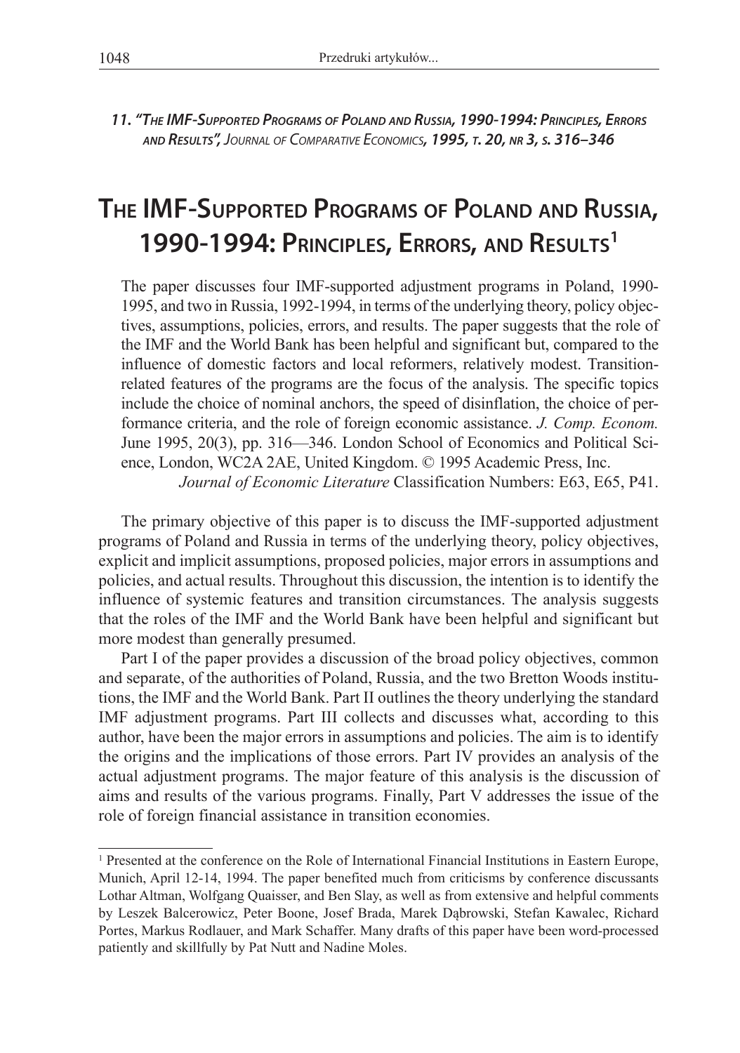*11. "The IMF-Supported Programs of Poland and Russia, 1990-1994: Principles, Errors and Results", Journal of Comparative Economics, 1995, t. 20, nr 3, s. 316–346*

# The IMF-Supported Programs of Poland and Russia, 1990-1994: Principles, Errors, and Results[1]

The paper discusses four IMF-supported adjustment programs in Poland, 1990-1995, and two in Russia, 1992-1994, in terms of the underlying theory, policy objectives, assumptions, policies, errors, and results. The paper suggests that the role of the IMF and the World Bank has been helpful and significant but, compared to the influence of domestic factors and local reformers, relatively modest. Transition-related features of the programs are the focus of the analysis. The specific topics include the choice of nominal anchors, the speed of disinflation, the choice of performance criteria, and the role of foreign economic assistance. *J. Comp. Econom.* June 1995, 20(3), pp. 316—346. London School of Economics and Political Science, London, WC2A 2AE, United Kingdom. © 1995 Academic Press, Inc.

*Journal of Economic Literature* Classification Numbers: E63, E65, P41.

The primary objective of this paper is to discuss the IMF-supported adjustment programs of Poland and Russia in terms of the underlying theory, policy objectives, explicit and implicit assumptions, proposed policies, major errors in assumptions and policies, and actual results. Throughout this discussion, the intention is to identify the influence of systemic features and transition circumstances. The analysis suggests that the roles of the IMF and the World Bank have been helpful and significant but more modest than generally presumed.

Part I of the paper provides a discussion of the broad policy objectives, common and separate, of the authorities of Poland, Russia, and the two Bretton Woods institutions, the IMF and the World Bank. Part II outlines the theory underlying the standard IMF adjustment programs. Part III collects and discusses what, according to this author, have been the major errors in assumptions and policies. The aim is to identify the origins and the implications of those errors. Part IV provides an analysis of the actual adjustment programs. The major feature of this analysis is the discussion of aims and results of the various programs. Finally, Part V addresses the issue of the role of foreign financial assistance in transition economies.

[1] Presented at the conference on the Role of International Financial Institutions in Eastern Europe, Munich, April 12-14, 1994. The paper benefited much from criticisms by conference discussants Lothar Altman, Wolfgang Quaisser, and Ben Slay, as well as from extensive and helpful comments by Leszek Balcerowicz, Peter Boone, Josef Brada, Marek Dąbrowski, Stefan Kawalec, Richard Portes, Markus Rodlauer, and Mark Schaffer. Many drafts of this paper have been word-processed patiently and skillfully by Pat Nutt and Nadine Moles.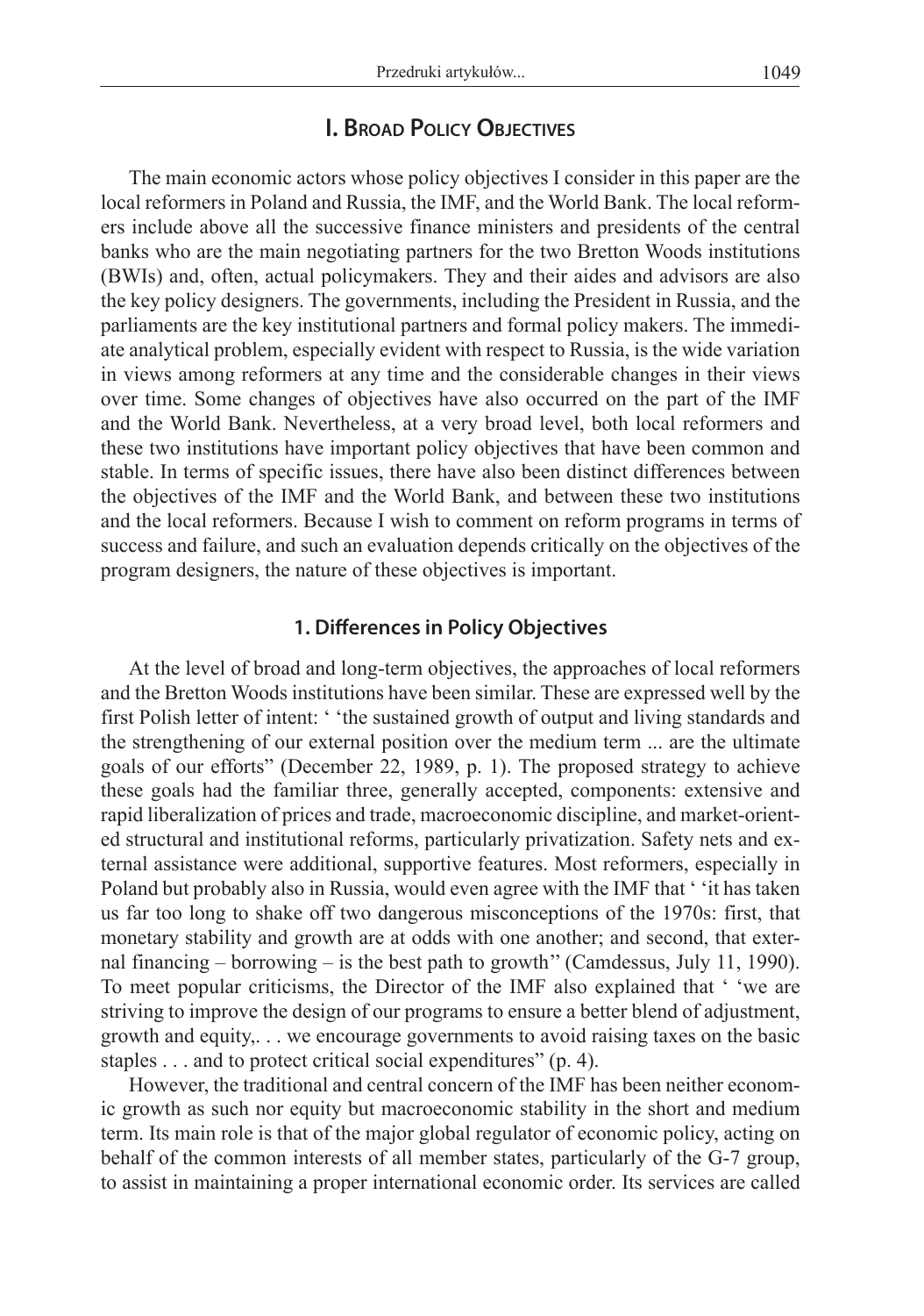## I. Broad Policy Objectives

The main economic actors whose policy objectives I consider in this paper are the local reformers in Poland and Russia, the IMF, and the World Bank. The local reformers include above all the successive finance ministers and presidents of the central banks who are the main negotiating partners for the two Bretton Woods institutions (BWIs) and, often, actual policymakers. They and their aides and advisors are also the key policy designers. The governments, including the President in Russia, and the parliaments are the key institutional partners and formal policy makers. The immediate analytical problem, especially evident with respect to Russia, is the wide variation in views among reformers at any time and the considerable changes in their views over time. Some changes of objectives have also occurred on the part of the IMF and the World Bank. Nevertheless, at a very broad level, both local reformers and these two institutions have important policy objectives that have been common and stable. In terms of specific issues, there have also been distinct differences between the objectives of the IMF and the World Bank, and between these two institutions and the local reformers. Because I wish to comment on reform programs in terms of success and failure, and such an evaluation depends critically on the objectives of the program designers, the nature of these objectives is important.

### 1. Differences in Policy Objectives

At the level of broad and long-term objectives, the approaches of local reformers and the Bretton Woods institutions have been similar. These are expressed well by the first Polish letter of intent: ' 'the sustained growth of output and living standards and the strengthening of our external position over the medium term ... are the ultimate goals of our efforts" (December 22, 1989, p. 1). The proposed strategy to achieve these goals had the familiar three, generally accepted, components: extensive and rapid liberalization of prices and trade, macroeconomic discipline, and market-oriented structural and institutional reforms, particularly privatization. Safety nets and external assistance were additional, supportive features. Most reformers, especially in Poland but probably also in Russia, would even agree with the IMF that ' 'it has taken us far too long to shake off two dangerous misconceptions of the 1970s: first, that monetary stability and growth are at odds with one another; and second, that external financing – borrowing – is the best path to growth'' (Camdessus, July 11, 1990). To meet popular criticisms, the Director of the IMF also explained that ' 'we are striving to improve the design of our programs to ensure a better blend of adjustment, growth and equity,. . . we encourage governments to avoid raising taxes on the basic staples . . . and to protect critical social expenditures" (p. 4).

However, the traditional and central concern of the IMF has been neither economic growth as such nor equity but macroeconomic stability in the short and medium term. Its main role is that of the major global regulator of economic policy, acting on behalf of the common interests of all member states, particularly of the G-7 group, to assist in maintaining a proper international economic order. Its services are called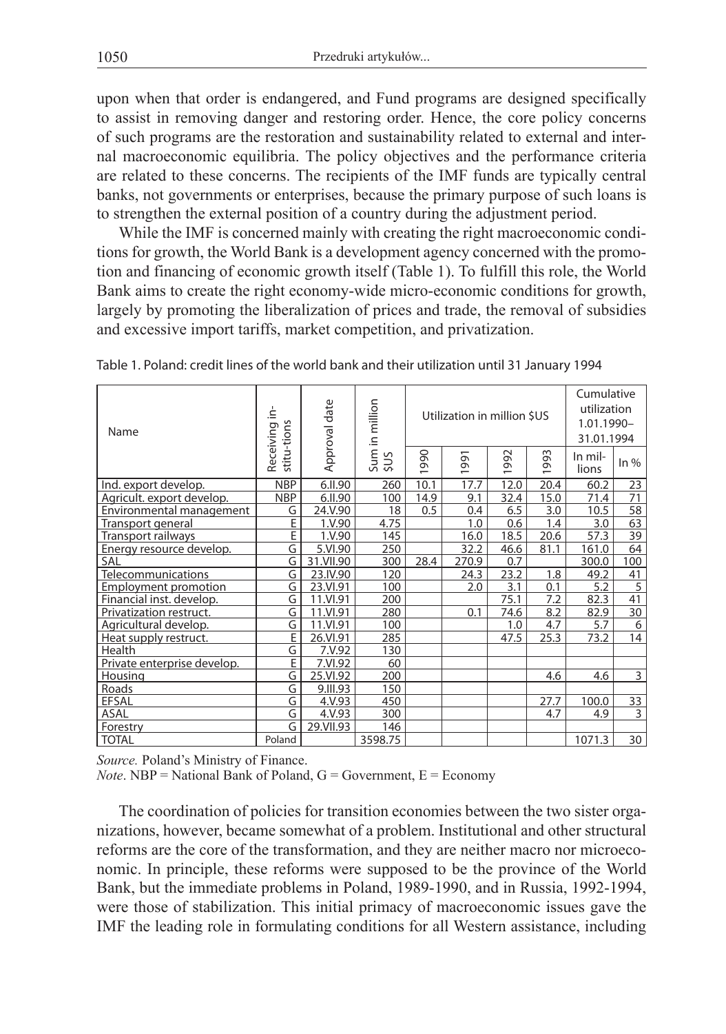upon when that order is endangered, and Fund programs are designed specifically to assist in removing danger and restoring order. Hence, the core policy concerns of such programs are the restoration and sustainability related to external and internal macroeconomic equilibria. The policy objectives and the performance criteria are related to these concerns. The recipients of the IMF funds are typically central banks, not governments or enterprises, because the primary purpose of such loans is to strengthen the external position of a country during the adjustment period.

While the IMF is concerned mainly with creating the right macroeconomic conditions for growth, the World Bank is a development agency concerned with the promotion and financing of economic growth itself (Table 1). To fulfill this role, the World Bank aims to create the right economy-wide micro-economic conditions for growth, largely by promoting the liberalization of prices and trade, the removal of subsidies and excessive import tariffs, market competition, and privatization.

Table 1. Poland: credit lines of the world bank and their utilization until 31 January 1994

| Name | Receiving institutions | Approval date | Sum in million $US | Utilization in million $US | | | | Cumulative utilization 1.01.1990–31.01.1994 | |
|---|---|---|---|---|---|---|---|---|---|
| | | | | 1990 | 1991 | 1992 | 1993 | In millions | In % |
| Ind. export develop. | NBP | 6.II.90 | 260 | 10.1 | 17.7 | 12.0 | 20.4 | 60.2 | 23 |
| Agricult. export develop. | NBP | 6.II.90 | 100 | 14.9 | 9.1 | 32.4 | 15.0 | 71.4 | 71 |
| Environmental management | G | 24.V.90 | 18 | 0.5 | 0.4 | 6.5 | 3.0 | 10.5 | 58 |
| Transport general | E | 1.V.90 | 4.75 | | 1.0 | 0.6 | 1.4 | 3.0 | 63 |
| Transport railways | E | 1.V.90 | 145 | | 16.0 | 18.5 | 20.6 | 57.3 | 39 |
| Energy resource develop. | G | 5.VI.90 | 250 | | 32.2 | 46.6 | 81.1 | 161.0 | 64 |
| SAL | G | 31.VII.90 | 300 | 28.4 | 270.9 | 0.7 | | 300.0 | 100 |
| Telecommunications | G | 23.IV.90 | 120 | | 24.3 | 23.2 | 1.8 | 49.2 | 41 |
| Employment promotion | G | 23.VI.91 | 100 | | 2.0 | 3.1 | 0.1 | 5.2 | 5 |
| Financial inst. develop. | G | 11.VI.91 | 200 | | | 75.1 | 7.2 | 82.3 | 41 |
| Privatization restruct. | G | 11.VI.91 | 280 | | 0.1 | 74.6 | 8.2 | 82.9 | 30 |
| Agricultural develop. | G | 11.VI.91 | 100 | | | 1.0 | 4.7 | 5.7 | 6 |
| Heat supply restruct. | E | 26.VI.91 | 285 | | | 47.5 | 25.3 | 73.2 | 14 |
| Health | G | 7.V.92 | 130 | | | | | | |
| Private enterprise develop. | E | 7.VI.92 | 60 | | | | | | |
| Housing | G | 25.VI.92 | 200 | | | | 4.6 | 4.6 | 3 |
| Roads | G | 9.III.93 | 150 | | | | | | |
| EFSAL | G | 4.V.93 | 450 | | | | 27.7 | 100.0 | 33 |
| ASAL | G | 4.V.93 | 300 | | | | 4.7 | 4.9 | 3 |
| Forestry | G | 29.VII.93 | 146 | | | | | | |
| TOTAL | Poland | | 3598.75 | | | | | 1071.3 | 30 |

*Source.* Poland's Ministry of Finance.
*Note*. NBP = National Bank of Poland, G = Government, E = Economy

The coordination of policies for transition economies between the two sister organizations, however, became somewhat of a problem. Institutional and other structural reforms are the core of the transformation, and they are neither macro nor microeconomic. In principle, these reforms were supposed to be the province of the World Bank, but the immediate problems in Poland, 1989-1990, and in Russia, 1992-1994, were those of stabilization. This initial primacy of macroeconomic issues gave the IMF the leading role in formulating conditions for all Western assistance, including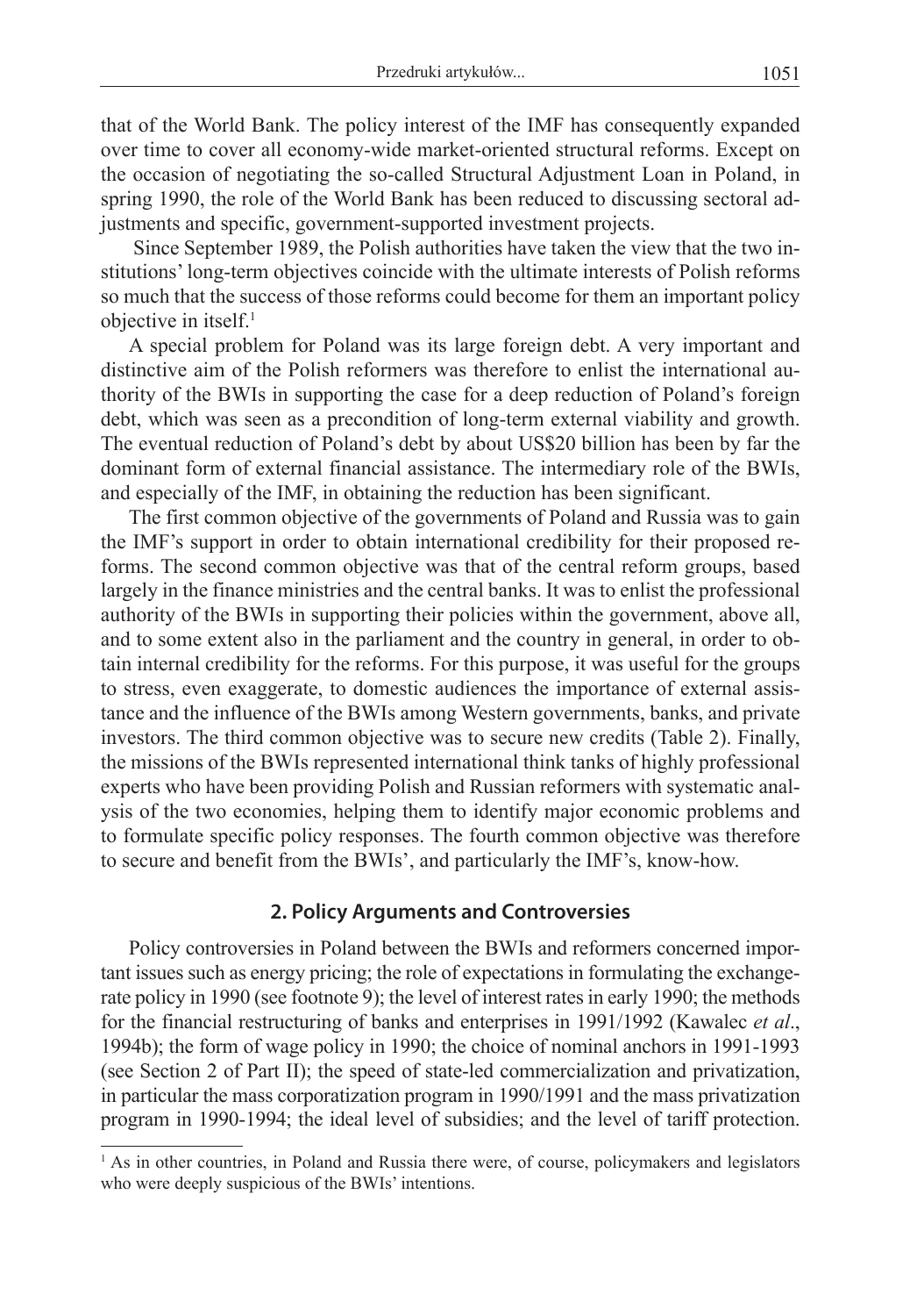that of the World Bank. The policy interest of the IMF has consequently expanded over time to cover all economy-wide market-oriented structural reforms. Except on the occasion of negotiating the so-called Structural Adjustment Loan in Poland, in spring 1990, the role of the World Bank has been reduced to discussing sectoral adjustments and specific, government-supported investment projects.

Since September 1989, the Polish authorities have taken the view that the two institutions' long-term objectives coincide with the ultimate interests of Polish reforms so much that the success of those reforms could become for them an important policy objective in itself.[1]

A special problem for Poland was its large foreign debt. A very important and distinctive aim of the Polish reformers was therefore to enlist the international authority of the BWIs in supporting the case for a deep reduction of Poland's foreign debt, which was seen as a precondition of long-term external viability and growth. The eventual reduction of Poland's debt by about US$20 billion has been by far the dominant form of external financial assistance. The intermediary role of the BWIs, and especially of the IMF, in obtaining the reduction has been significant.

The first common objective of the governments of Poland and Russia was to gain the IMF's support in order to obtain international credibility for their proposed reforms. The second common objective was that of the central reform groups, based largely in the finance ministries and the central banks. It was to enlist the professional authority of the BWIs in supporting their policies within the government, above all, and to some extent also in the parliament and the country in general, in order to obtain internal credibility for the reforms. For this purpose, it was useful for the groups to stress, even exaggerate, to domestic audiences the importance of external assistance and the influence of the BWIs among Western governments, banks, and private investors. The third common objective was to secure new credits (Table 2). Finally, the missions of the BWIs represented international think tanks of highly professional experts who have been providing Polish and Russian reformers with systematic analysis of the two economies, helping them to identify major economic problems and to formulate specific policy responses. The fourth common objective was therefore to secure and benefit from the BWIs', and particularly the IMF's, know-how.

## 2. Policy Arguments and Controversies

Policy controversies in Poland between the BWIs and reformers concerned important issues such as energy pricing; the role of expectations in formulating the exchange-rate policy in 1990 (see footnote 9); the level of interest rates in early 1990; the methods for the financial restructuring of banks and enterprises in 1991/1992 (Kawalec *et al*., 1994b); the form of wage policy in 1990; the choice of nominal anchors in 1991-1993 (see Section 2 of Part II); the speed of state-led commercialization and privatization, in particular the mass corporatization program in 1990/1991 and the mass privatization program in 1990-1994; the ideal level of subsidies; and the level of tariff protection.

[1] As in other countries, in Poland and Russia there were, of course, policymakers and legislators who were deeply suspicious of the BWIs' intentions.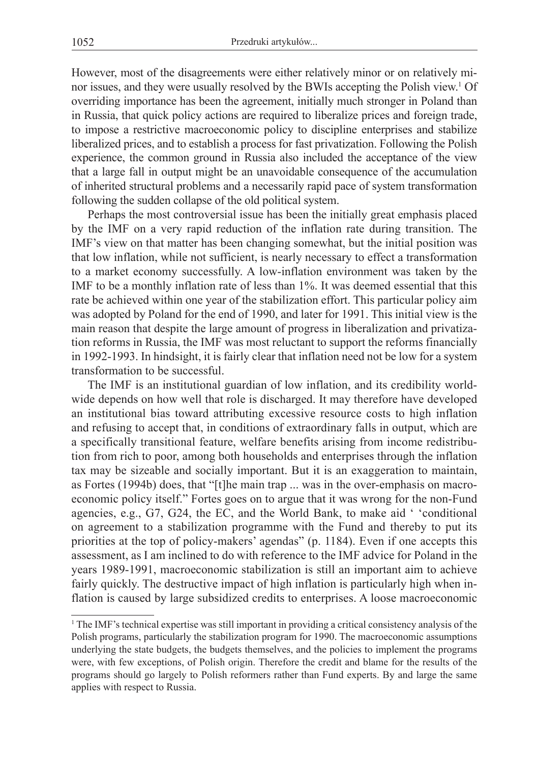However, most of the disagreements were either relatively minor or on relatively minor issues, and they were usually resolved by the BWIs accepting the Polish view.[1] Of overriding importance has been the agreement, initially much stronger in Poland than in Russia, that quick policy actions are required to liberalize prices and foreign trade, to impose a restrictive macroeconomic policy to discipline enterprises and stabilize liberalized prices, and to establish a process for fast privatization. Following the Polish experience, the common ground in Russia also included the acceptance of the view that a large fall in output might be an unavoidable consequence of the accumulation of inherited structural problems and a necessarily rapid pace of system transformation following the sudden collapse of the old political system.

Perhaps the most controversial issue has been the initially great emphasis placed by the IMF on a very rapid reduction of the inflation rate during transition. The IMF's view on that matter has been changing somewhat, but the initial position was that low inflation, while not sufficient, is nearly necessary to effect a transformation to a market economy successfully. A low-inflation environment was taken by the IMF to be a monthly inflation rate of less than 1%. It was deemed essential that this rate be achieved within one year of the stabilization effort. This particular policy aim was adopted by Poland for the end of 1990, and later for 1991. This initial view is the main reason that despite the large amount of progress in liberalization and privatization reforms in Russia, the IMF was most reluctant to support the reforms financially in 1992-1993. In hindsight, it is fairly clear that inflation need not be low for a system transformation to be successful.

The IMF is an institutional guardian of low inflation, and its credibility worldwide depends on how well that role is discharged. It may therefore have developed an institutional bias toward attributing excessive resource costs to high inflation and refusing to accept that, in conditions of extraordinary falls in output, which are a specifically transitional feature, welfare benefits arising from income redistribution from rich to poor, among both households and enterprises through the inflation tax may be sizeable and socially important. But it is an exaggeration to maintain, as Fortes (1994b) does, that "[t]he main trap ... was in the over-emphasis on macroeconomic policy itself." Fortes goes on to argue that it was wrong for the non-Fund agencies, e.g., G7, G24, the EC, and the World Bank, to make aid ' 'conditional on agreement to a stabilization programme with the Fund and thereby to put its priorities at the top of policy-makers' agendas" (p. 1184). Even if one accepts this assessment, as I am inclined to do with reference to the IMF advice for Poland in the years 1989-1991, macroeconomic stabilization is still an important aim to achieve fairly quickly. The destructive impact of high inflation is particularly high when inflation is caused by large subsidized credits to enterprises. A loose macroeconomic

[1] The IMF's technical expertise was still important in providing a critical consistency analysis of the Polish programs, particularly the stabilization program for 1990. The macroeconomic assumptions underlying the state budgets, the budgets themselves, and the policies to implement the programs were, with few exceptions, of Polish origin. Therefore the credit and blame for the results of the programs should go largely to Polish reformers rather than Fund experts. By and large the same applies with respect to Russia.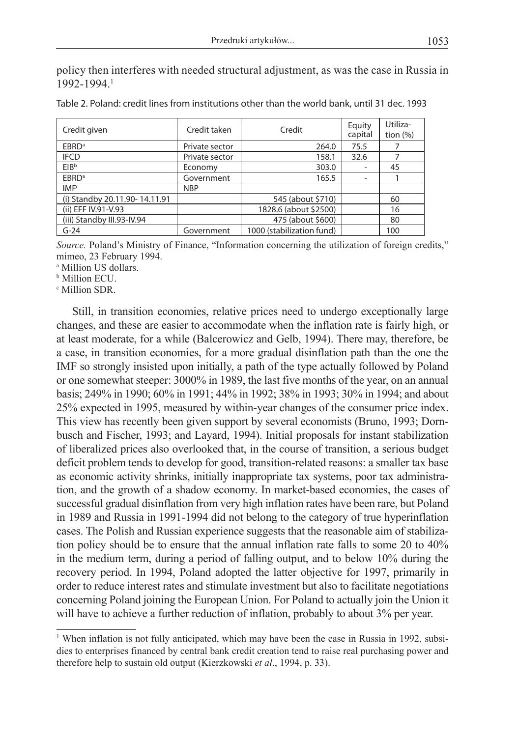policy then interferes with needed structural adjustment, as was the case in Russia in 1992-1994.[1]

Table 2. Poland: credit lines from institutions other than the world bank, until 31 dec. 1993

| Credit given | Credit taken | Credit | Equity capital | Utilization (%) |
|---|---|---|---|---|
| EBRD[a] | Private sector | 264.0 | 75.5 | 7 |
| IFCD | Private sector | 158.1 | 32.6 | 7 |
| EIB[b] | Economy | 303.0 | - | 45 |
| EBRD[a] | Government | 165.5 | - | 1 |
| IMF[c] | NBP | | | |
| (i) Standby 20.11.90- 14.11.91 | | 545 (about $710) | | 60 |
| (ii) EFF IV.91-V.93 | | 1828.6 (about $2500) | | 16 |
| (iii) Standby III.93-IV.94 | | 475 (about $600) | | 80 |
| G-24 | Government | 1000 (stabilization fund) | | 100 |

*Source.* Poland's Ministry of Finance, "Information concerning the utilization of foreign credits," mimeo, 23 February 1994.

[a] Million US dollars.

[b] Million ECU.

[c] Million SDR.

Still, in transition economies, relative prices need to undergo exceptionally large changes, and these are easier to accommodate when the inflation rate is fairly high, or at least moderate, for a while (Balcerowicz and Gelb, 1994). There may, therefore, be a case, in transition economies, for a more gradual disinflation path than the one the IMF so strongly insisted upon initially, a path of the type actually followed by Poland or one somewhat steeper: 3000% in 1989, the last five months of the year, on an annual basis; 249% in 1990; 60% in 1991; 44% in 1992; 38% in 1993; 30% in 1994; and about 25% expected in 1995, measured by within-year changes of the consumer price index. This view has recently been given support by several economists (Bruno, 1993; Dornbusch and Fischer, 1993; and Layard, 1994). Initial proposals for instant stabilization of liberalized prices also overlooked that, in the course of transition, a serious budget deficit problem tends to develop for good, transition-related reasons: a smaller tax base as economic activity shrinks, initially inappropriate tax systems, poor tax administration, and the growth of a shadow economy. In market-based economies, the cases of successful gradual disinflation from very high inflation rates have been rare, but Poland in 1989 and Russia in 1991-1994 did not belong to the category of true hyperinflation cases. The Polish and Russian experience suggests that the reasonable aim of stabilization policy should be to ensure that the annual inflation rate falls to some 20 to 40% in the medium term, during a period of falling output, and to below 10% during the recovery period. In 1994, Poland adopted the latter objective for 1997, primarily in order to reduce interest rates and stimulate investment but also to facilitate negotiations concerning Poland joining the European Union. For Poland to actually join the Union it will have to achieve a further reduction of inflation, probably to about 3% per year.

[1] When inflation is not fully anticipated, which may have been the case in Russia in 1992, subsidies to enterprises financed by central bank credit creation tend to raise real purchasing power and therefore help to sustain old output (Kierzkowski *et al*., 1994, p. 33).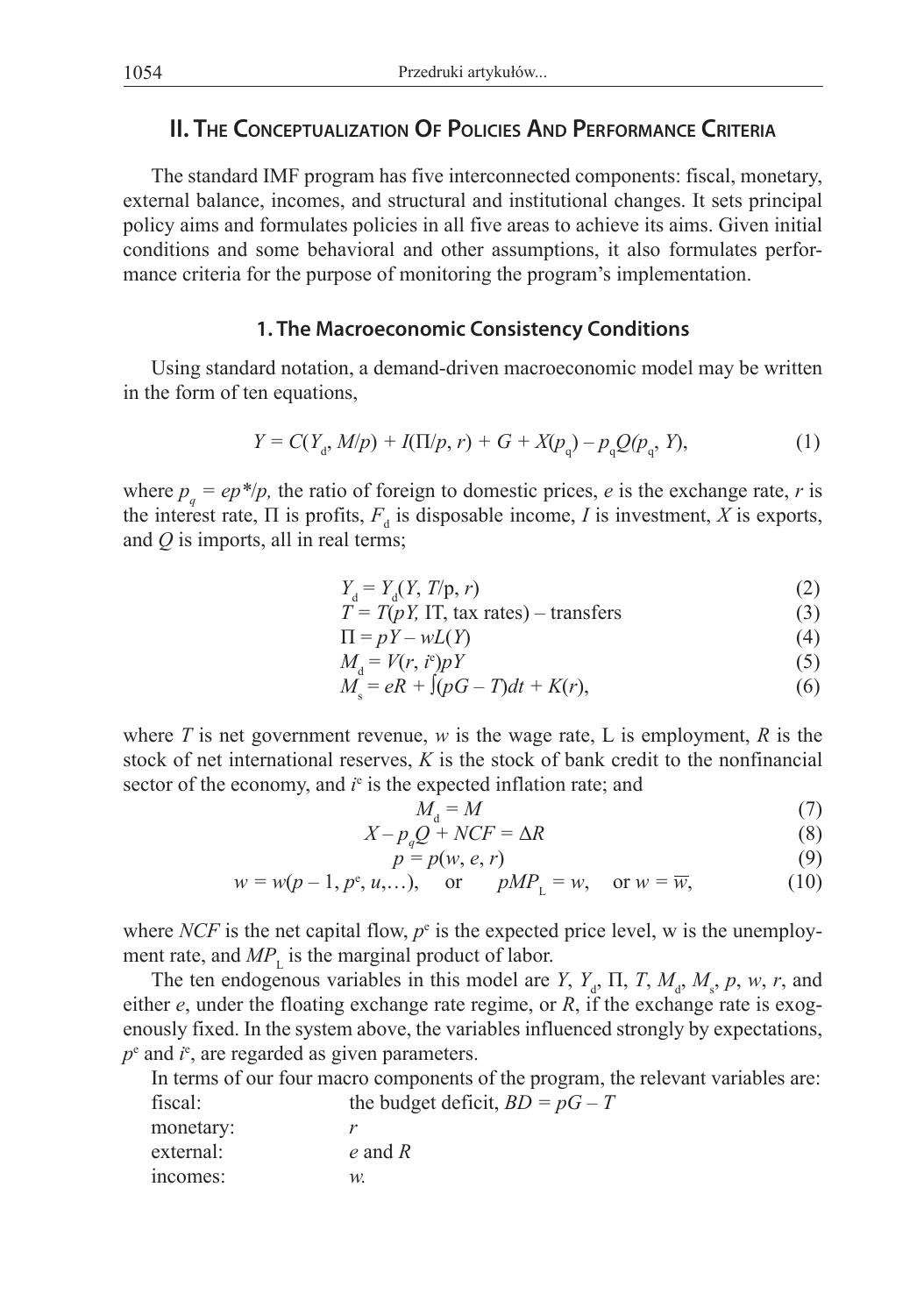## II. The Conceptualization Of Policies And Performance Criteria

The standard IMF program has five interconnected components: fiscal, monetary, external balance, incomes, and structural and institutional changes. It sets principal policy aims and formulates policies in all five areas to achieve its aims. Given initial conditions and some behavioral and other assumptions, it also formulates performance criteria for the purpose of monitoring the program's implementation.

### 1. The Macroeconomic Consistency Conditions

Using standard notation, a demand-driven macroeconomic model may be written in the form of ten equations,

$$Y = C(Y_d, M/p) + I(\Pi/p, r) + G + X(p_q) - p_q Q(p_q, Y), \tag{1}$$

where $p_q = ep^*/p$, the ratio of foreign to domestic prices, $e$ is the exchange rate, $r$ is the interest rate, $\Pi$ is profits, $F_d$ is disposable income, $I$ is investment, $X$ is exports, and $Q$ is imports, all in real terms;

$$Y_d = Y_d(Y, T/\mathrm{p}, r) \tag{2}$$

$$T = T(pY, \mathrm{IT}, \text{tax rates}) - \text{transfers} \tag{3}$$

$$\Pi = pY - wL(Y) \tag{4}$$

$$M_d = V(r, i^e)pY \tag{5}$$

$$M_s = eR + \int(pG - T)dt + K(r), \tag{6}$$

where $T$ is net government revenue, $w$ is the wage rate, L is employment, $R$ is the stock of net international reserves, $K$ is the stock of bank credit to the nonfinancial sector of the economy, and $i^e$ is the expected inflation rate; and

$$M_d = M \tag{7}$$

$$X - p_q Q + NCF = \Delta R \tag{8}$$

$$p = p(w, e, r) \tag{9}$$

$$w = w(p - 1, p^e, u, \ldots), \quad \text{or} \quad pMP_L = w, \quad \text{or } w = \overline{w}, \tag{10}$$

where $NCF$ is the net capital flow, $p^e$ is the expected price level, w is the unemployment rate, and $MP_L$ is the marginal product of labor.

The ten endogenous variables in this model are $Y$, $Y_d$, $\Pi$, $T$, $M_d$, $M_s$, $p$, $w$, $r$, and either $e$, under the floating exchange rate regime, or $R$, if the exchange rate is exogenously fixed. In the system above, the variables influenced strongly by expectations, $p^e$ and $i^e$, are regarded as given parameters.

In terms of our four macro components of the program, the relevant variables are:

| | |
|---|---|
| fiscal: | the budget deficit, $BD = pG - T$ |
| monetary: | $r$ |
| external: | $e$ and $R$ |
| incomes: | $w$. |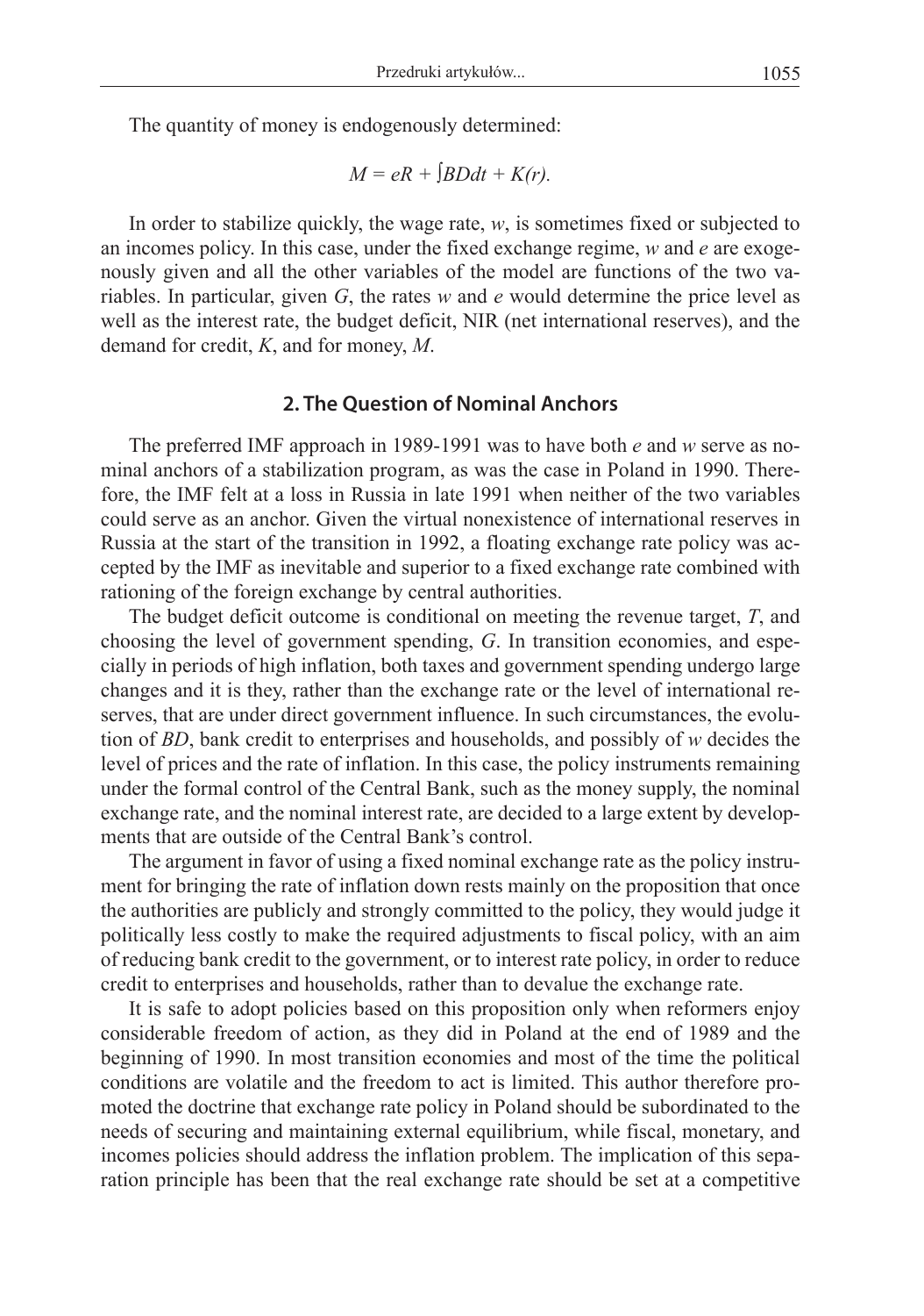The quantity of money is endogenously determined:

$$M = eR + \int BDdt + K(r).$$

In order to stabilize quickly, the wage rate, $w$, is sometimes fixed or subjected to an incomes policy. In this case, under the fixed exchange regime, $w$ and $e$ are exogenously given and all the other variables of the model are functions of the two variables. In particular, given $G$, the rates $w$ and $e$ would determine the price level as well as the interest rate, the budget deficit, NIR (net international reserves), and the demand for credit, $K$, and for money, $M$.

## 2. The Question of Nominal Anchors

The preferred IMF approach in 1989-1991 was to have both $e$ and $w$ serve as nominal anchors of a stabilization program, as was the case in Poland in 1990. Therefore, the IMF felt at a loss in Russia in late 1991 when neither of the two variables could serve as an anchor. Given the virtual nonexistence of international reserves in Russia at the start of the transition in 1992, a floating exchange rate policy was accepted by the IMF as inevitable and superior to a fixed exchange rate combined with rationing of the foreign exchange by central authorities.

The budget deficit outcome is conditional on meeting the revenue target, $T$, and choosing the level of government spending, $G$. In transition economies, and especially in periods of high inflation, both taxes and government spending undergo large changes and it is they, rather than the exchange rate or the level of international reserves, that are under direct government influence. In such circumstances, the evolution of $BD$, bank credit to enterprises and households, and possibly of $w$ decides the level of prices and the rate of inflation. In this case, the policy instruments remaining under the formal control of the Central Bank, such as the money supply, the nominal exchange rate, and the nominal interest rate, are decided to a large extent by developments that are outside of the Central Bank's control.

The argument in favor of using a fixed nominal exchange rate as the policy instrument for bringing the rate of inflation down rests mainly on the proposition that once the authorities are publicly and strongly committed to the policy, they would judge it politically less costly to make the required adjustments to fiscal policy, with an aim of reducing bank credit to the government, or to interest rate policy, in order to reduce credit to enterprises and households, rather than to devalue the exchange rate.

It is safe to adopt policies based on this proposition only when reformers enjoy considerable freedom of action, as they did in Poland at the end of 1989 and the beginning of 1990. In most transition economies and most of the time the political conditions are volatile and the freedom to act is limited. This author therefore promoted the doctrine that exchange rate policy in Poland should be subordinated to the needs of securing and maintaining external equilibrium, while fiscal, monetary, and incomes policies should address the inflation problem. The implication of this separation principle has been that the real exchange rate should be set at a competitive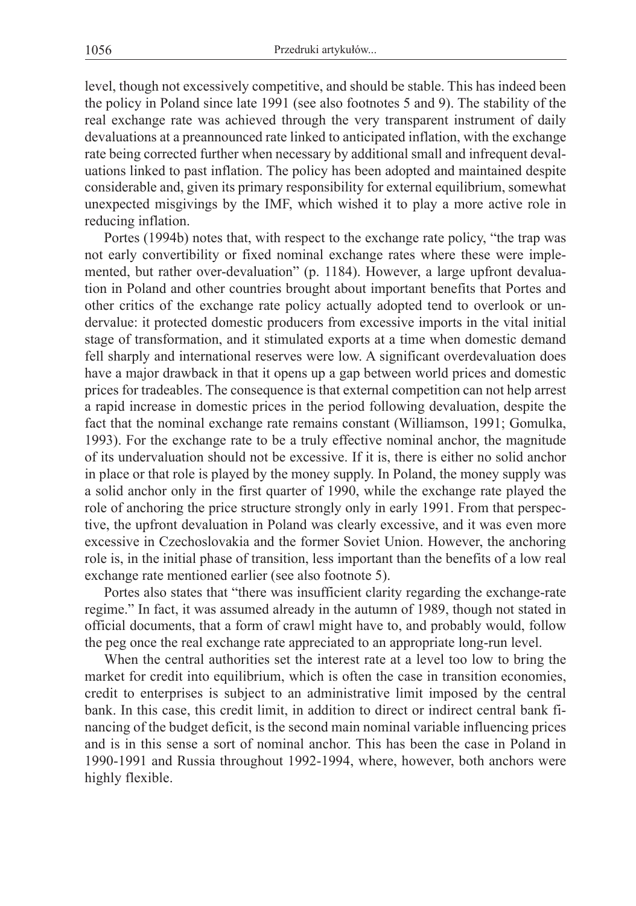level, though not excessively competitive, and should be stable. This has indeed been the policy in Poland since late 1991 (see also footnotes 5 and 9). The stability of the real exchange rate was achieved through the very transparent instrument of daily devaluations at a preannounced rate linked to anticipated inflation, with the exchange rate being corrected further when necessary by additional small and infrequent devaluations linked to past inflation. The policy has been adopted and maintained despite considerable and, given its primary responsibility for external equilibrium, somewhat unexpected misgivings by the IMF, which wished it to play a more active role in reducing inflation.

Portes (1994b) notes that, with respect to the exchange rate policy, "the trap was not early convertibility or fixed nominal exchange rates where these were implemented, but rather over-devaluation" (p. 1184). However, a large upfront devaluation in Poland and other countries brought about important benefits that Portes and other critics of the exchange rate policy actually adopted tend to overlook or undervalue: it protected domestic producers from excessive imports in the vital initial stage of transformation, and it stimulated exports at a time when domestic demand fell sharply and international reserves were low. A significant overdevaluation does have a major drawback in that it opens up a gap between world prices and domestic prices for tradeables. The consequence is that external competition can not help arrest a rapid increase in domestic prices in the period following devaluation, despite the fact that the nominal exchange rate remains constant (Williamson, 1991; Gomulka, 1993). For the exchange rate to be a truly effective nominal anchor, the magnitude of its undervaluation should not be excessive. If it is, there is either no solid anchor in place or that role is played by the money supply. In Poland, the money supply was a solid anchor only in the first quarter of 1990, while the exchange rate played the role of anchoring the price structure strongly only in early 1991. From that perspective, the upfront devaluation in Poland was clearly excessive, and it was even more excessive in Czechoslovakia and the former Soviet Union. However, the anchoring role is, in the initial phase of transition, less important than the benefits of a low real exchange rate mentioned earlier (see also footnote 5).

Portes also states that "there was insufficient clarity regarding the exchange-rate regime." In fact, it was assumed already in the autumn of 1989, though not stated in official documents, that a form of crawl might have to, and probably would, follow the peg once the real exchange rate appreciated to an appropriate long-run level.

When the central authorities set the interest rate at a level too low to bring the market for credit into equilibrium, which is often the case in transition economies, credit to enterprises is subject to an administrative limit imposed by the central bank. In this case, this credit limit, in addition to direct or indirect central bank financing of the budget deficit, is the second main nominal variable influencing prices and is in this sense a sort of nominal anchor. This has been the case in Poland in 1990-1991 and Russia throughout 1992-1994, where, however, both anchors were highly flexible.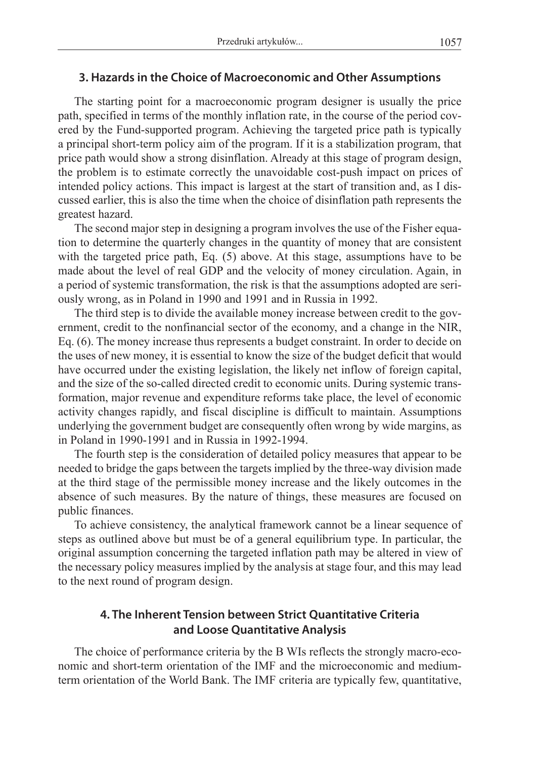### 3. Hazards in the Choice of Macroeconomic and Other Assumptions

The starting point for a macroeconomic program designer is usually the price path, specified in terms of the monthly inflation rate, in the course of the period covered by the Fund-supported program. Achieving the targeted price path is typically a principal short-term policy aim of the program. If it is a stabilization program, that price path would show a strong disinflation. Already at this stage of program design, the problem is to estimate correctly the unavoidable cost-push impact on prices of intended policy actions. This impact is largest at the start of transition and, as I discussed earlier, this is also the time when the choice of disinflation path represents the greatest hazard.

The second major step in designing a program involves the use of the Fisher equation to determine the quarterly changes in the quantity of money that are consistent with the targeted price path, Eq. (5) above. At this stage, assumptions have to be made about the level of real GDP and the velocity of money circulation. Again, in a period of systemic transformation, the risk is that the assumptions adopted are seriously wrong, as in Poland in 1990 and 1991 and in Russia in 1992.

The third step is to divide the available money increase between credit to the government, credit to the nonfinancial sector of the economy, and a change in the NIR, Eq. (6). The money increase thus represents a budget constraint. In order to decide on the uses of new money, it is essential to know the size of the budget deficit that would have occurred under the existing legislation, the likely net inflow of foreign capital, and the size of the so-called directed credit to economic units. During systemic transformation, major revenue and expenditure reforms take place, the level of economic activity changes rapidly, and fiscal discipline is difficult to maintain. Assumptions underlying the government budget are consequently often wrong by wide margins, as in Poland in 1990-1991 and in Russia in 1992-1994.

The fourth step is the consideration of detailed policy measures that appear to be needed to bridge the gaps between the targets implied by the three-way division made at the third stage of the permissible money increase and the likely outcomes in the absence of such measures. By the nature of things, these measures are focused on public finances.

To achieve consistency, the analytical framework cannot be a linear sequence of steps as outlined above but must be of a general equilibrium type. In particular, the original assumption concerning the targeted inflation path may be altered in view of the necessary policy measures implied by the analysis at stage four, and this may lead to the next round of program design.

### 4. The Inherent Tension between Strict Quantitative Criteria and Loose Quantitative Analysis

The choice of performance criteria by the B WIs reflects the strongly macro-economic and short-term orientation of the IMF and the microeconomic and medium-term orientation of the World Bank. The IMF criteria are typically few, quantitative,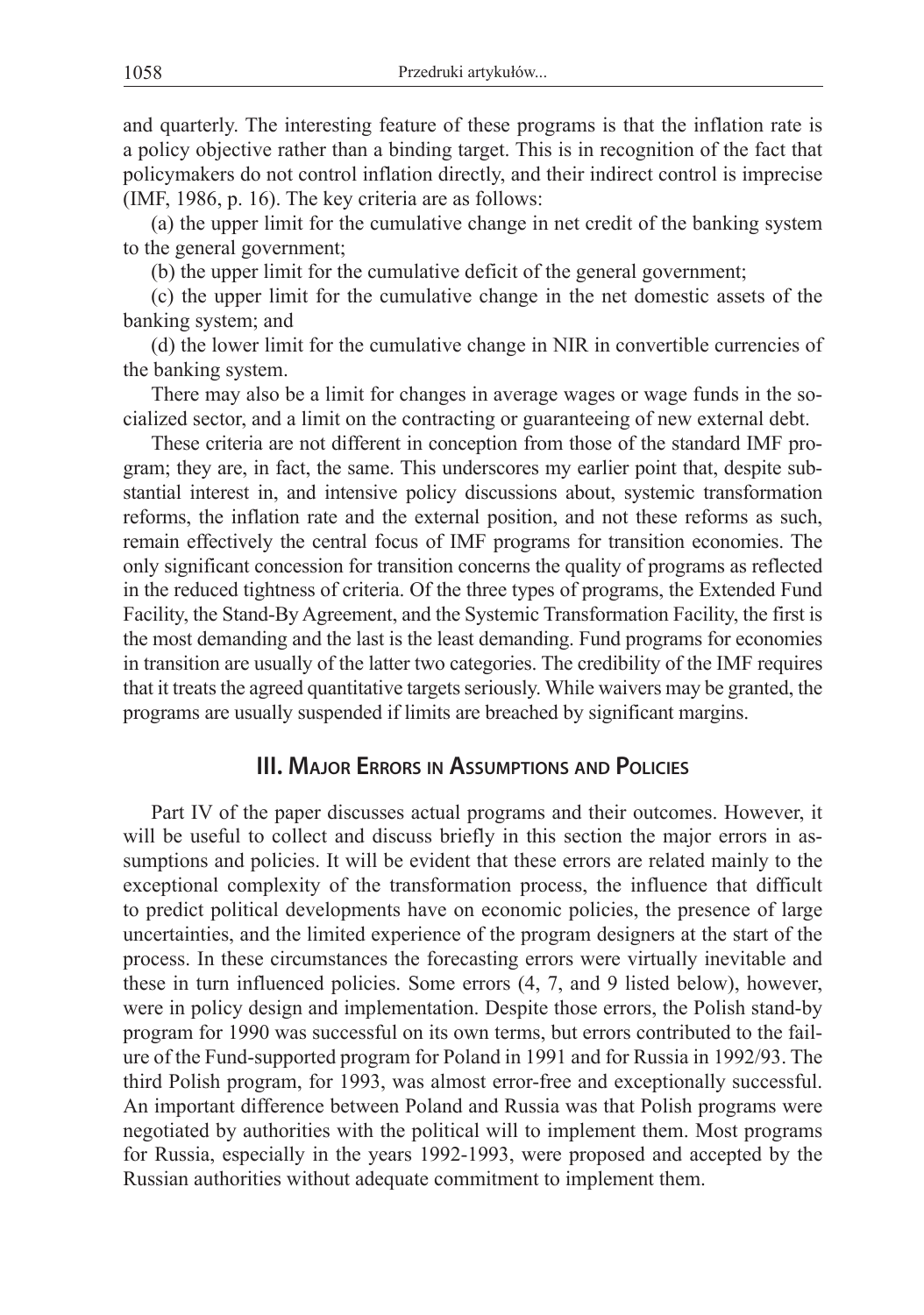and quarterly. The interesting feature of these programs is that the inflation rate is a policy objective rather than a binding target. This is in recognition of the fact that policymakers do not control inflation directly, and their indirect control is imprecise (IMF, 1986, p. 16). The key criteria are as follows:

(a) the upper limit for the cumulative change in net credit of the banking system to the general government;

(b) the upper limit for the cumulative deficit of the general government;

(c) the upper limit for the cumulative change in the net domestic assets of the banking system; and

(d) the lower limit for the cumulative change in NIR in convertible currencies of the banking system.

There may also be a limit for changes in average wages or wage funds in the socialized sector, and a limit on the contracting or guaranteeing of new external debt.

These criteria are not different in conception from those of the standard IMF program; they are, in fact, the same. This underscores my earlier point that, despite substantial interest in, and intensive policy discussions about, systemic transformation reforms, the inflation rate and the external position, and not these reforms as such, remain effectively the central focus of IMF programs for transition economies. The only significant concession for transition concerns the quality of programs as reflected in the reduced tightness of criteria. Of the three types of programs, the Extended Fund Facility, the Stand-By Agreement, and the Systemic Transformation Facility, the first is the most demanding and the last is the least demanding. Fund programs for economies in transition are usually of the latter two categories. The credibility of the IMF requires that it treats the agreed quantitative targets seriously. While waivers may be granted, the programs are usually suspended if limits are breached by significant margins.

## III. Major Errors in Assumptions and Policies

Part IV of the paper discusses actual programs and their outcomes. However, it will be useful to collect and discuss briefly in this section the major errors in assumptions and policies. It will be evident that these errors are related mainly to the exceptional complexity of the transformation process, the influence that difficult to predict political developments have on economic policies, the presence of large uncertainties, and the limited experience of the program designers at the start of the process. In these circumstances the forecasting errors were virtually inevitable and these in turn influenced policies. Some errors (4, 7, and 9 listed below), however, were in policy design and implementation. Despite those errors, the Polish stand-by program for 1990 was successful on its own terms, but errors contributed to the failure of the Fund-supported program for Poland in 1991 and for Russia in 1992/93. The third Polish program, for 1993, was almost error-free and exceptionally successful. An important difference between Poland and Russia was that Polish programs were negotiated by authorities with the political will to implement them. Most programs for Russia, especially in the years 1992-1993, were proposed and accepted by the Russian authorities without adequate commitment to implement them.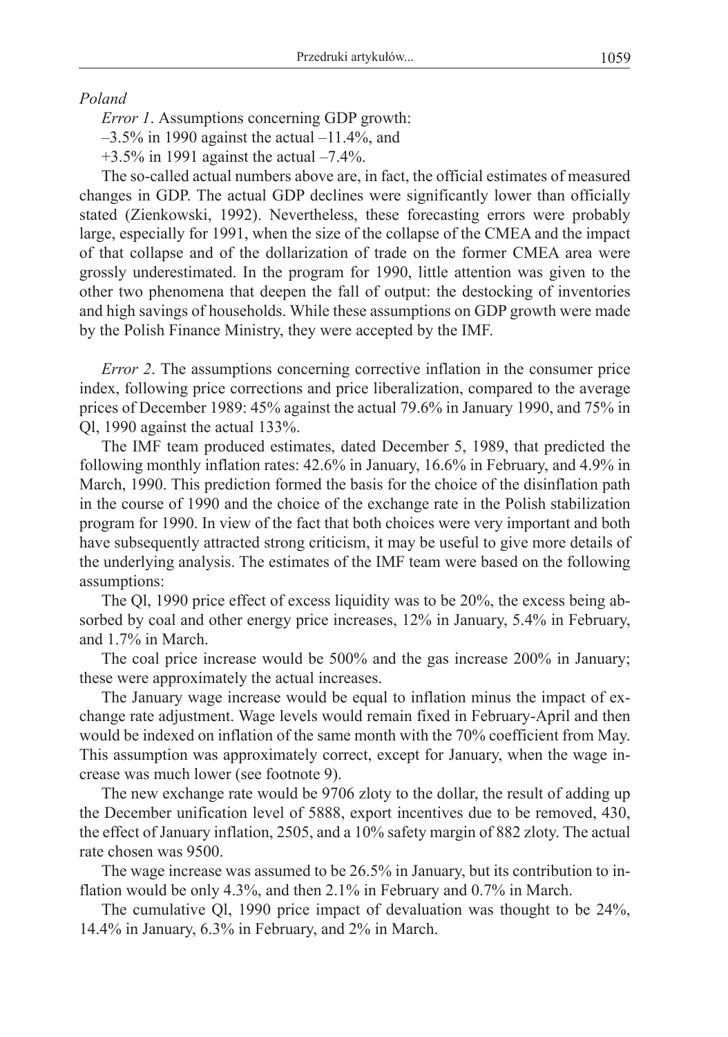*Poland*

*Error 1*. Assumptions concerning GDP growth:

–3.5% in 1990 against the actual –11.4%, and

+3.5% in 1991 against the actual –7.4%.

The so-called actual numbers above are, in fact, the official estimates of measured changes in GDP. The actual GDP declines were significantly lower than officially stated (Zienkowski, 1992). Nevertheless, these forecasting errors were probably large, especially for 1991, when the size of the collapse of the CMEA and the impact of that collapse and of the dollarization of trade on the former CMEA area were grossly underestimated. In the program for 1990, little attention was given to the other two phenomena that deepen the fall of output: the destocking of inventories and high savings of households. While these assumptions on GDP growth were made by the Polish Finance Ministry, they were accepted by the IMF.

*Error 2*. The assumptions concerning corrective inflation in the consumer price index, following price corrections and price liberalization, compared to the average prices of December 1989: 45% against the actual 79.6% in January 1990, and 75% in Ql, 1990 against the actual 133%.

The IMF team produced estimates, dated December 5, 1989, that predicted the following monthly inflation rates: 42.6% in January, 16.6% in February, and 4.9% in March, 1990. This prediction formed the basis for the choice of the disinflation path in the course of 1990 and the choice of the exchange rate in the Polish stabilization program for 1990. In view of the fact that both choices were very important and both have subsequently attracted strong criticism, it may be useful to give more details of the underlying analysis. The estimates of the IMF team were based on the following assumptions:

The Ql, 1990 price effect of excess liquidity was to be 20%, the excess being absorbed by coal and other energy price increases, 12% in January, 5.4% in February, and 1.7% in March.

The coal price increase would be 500% and the gas increase 200% in January; these were approximately the actual increases.

The January wage increase would be equal to inflation minus the impact of exchange rate adjustment. Wage levels would remain fixed in February-April and then would be indexed on inflation of the same month with the 70% coefficient from May. This assumption was approximately correct, except for January, when the wage increase was much lower (see footnote 9).

The new exchange rate would be 9706 zloty to the dollar, the result of adding up the December unification level of 5888, export incentives due to be removed, 430, the effect of January inflation, 2505, and a 10% safety margin of 882 zloty. The actual rate chosen was 9500.

The wage increase was assumed to be 26.5% in January, but its contribution to inflation would be only 4.3%, and then 2.1% in February and 0.7% in March.

The cumulative Ql, 1990 price impact of devaluation was thought to be 24%, 14.4% in January, 6.3% in February, and 2% in March.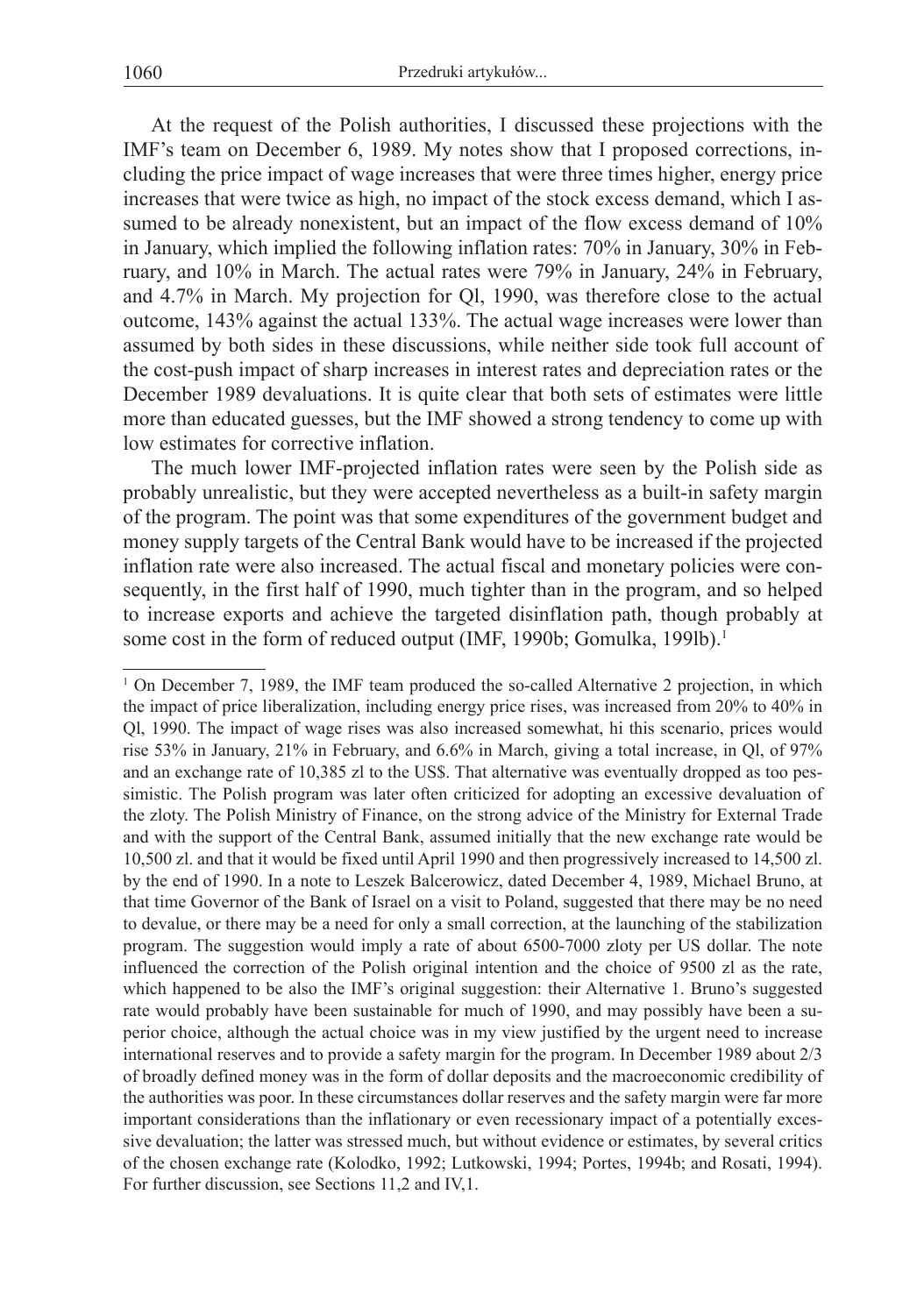At the request of the Polish authorities, I discussed these projections with the IMF's team on December 6, 1989. My notes show that I proposed corrections, including the price impact of wage increases that were three times higher, energy price increases that were twice as high, no impact of the stock excess demand, which I assumed to be already nonexistent, but an impact of the flow excess demand of 10% in January, which implied the following inflation rates: 70% in January, 30% in February, and 10% in March. The actual rates were 79% in January, 24% in February, and 4.7% in March. My projection for Ql, 1990, was therefore close to the actual outcome, 143% against the actual 133%. The actual wage increases were lower than assumed by both sides in these discussions, while neither side took full account of the cost-push impact of sharp increases in interest rates and depreciation rates or the December 1989 devaluations. It is quite clear that both sets of estimates were little more than educated guesses, but the IMF showed a strong tendency to come up with low estimates for corrective inflation.

The much lower IMF-projected inflation rates were seen by the Polish side as probably unrealistic, but they were accepted nevertheless as a built-in safety margin of the program. The point was that some expenditures of the government budget and money supply targets of the Central Bank would have to be increased if the projected inflation rate were also increased. The actual fiscal and monetary policies were consequently, in the first half of 1990, much tighter than in the program, and so helped to increase exports and achieve the targeted disinflation path, though probably at some cost in the form of reduced output (IMF, 1990b; Gomulka, 199lb).[1]

---

[1] On December 7, 1989, the IMF team produced the so-called Alternative 2 projection, in which the impact of price liberalization, including energy price rises, was increased from 20% to 40% in Ql, 1990. The impact of wage rises was also increased somewhat, hi this scenario, prices would rise 53% in January, 21% in February, and 6.6% in March, giving a total increase, in Ql, of 97% and an exchange rate of 10,385 zl to the US$. That alternative was eventually dropped as too pessimistic. The Polish program was later often criticized for adopting an excessive devaluation of the zloty. The Polish Ministry of Finance, on the strong advice of the Ministry for External Trade and with the support of the Central Bank, assumed initially that the new exchange rate would be 10,500 zl. and that it would be fixed until April 1990 and then progressively increased to 14,500 zl. by the end of 1990. In a note to Leszek Balcerowicz, dated December 4, 1989, Michael Bruno, at that time Governor of the Bank of Israel on a visit to Poland, suggested that there may be no need to devalue, or there may be a need for only a small correction, at the launching of the stabilization program. The suggestion would imply a rate of about 6500-7000 zloty per US dollar. The note influenced the correction of the Polish original intention and the choice of 9500 zl as the rate, which happened to be also the IMF's original suggestion: their Alternative 1. Bruno's suggested rate would probably have been sustainable for much of 1990, and may possibly have been a superior choice, although the actual choice was in my view justified by the urgent need to increase international reserves and to provide a safety margin for the program. In December 1989 about 2/3 of broadly defined money was in the form of dollar deposits and the macroeconomic credibility of the authorities was poor. In these circumstances dollar reserves and the safety margin were far more important considerations than the inflationary or even recessionary impact of a potentially excessive devaluation; the latter was stressed much, but without evidence or estimates, by several critics of the chosen exchange rate (Kolodko, 1992; Lutkowski, 1994; Portes, 1994b; and Rosati, 1994). For further discussion, see Sections 11,2 and IV,1.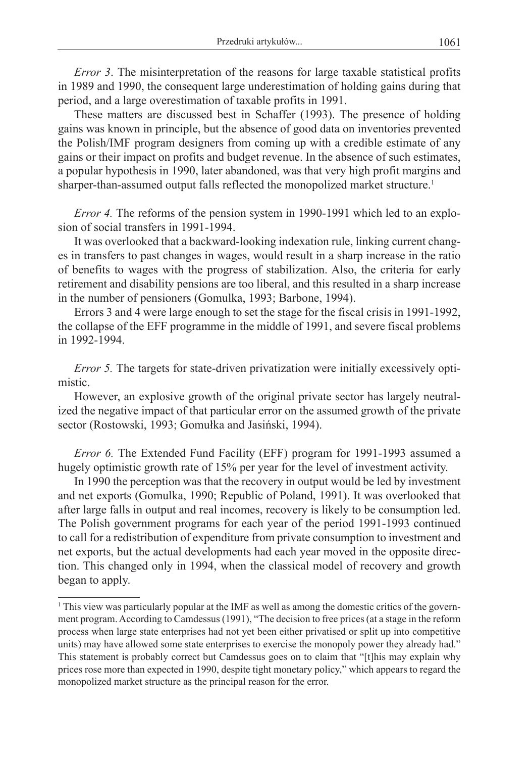*Error 3*. The misinterpretation of the reasons for large taxable statistical profits in 1989 and 1990, the consequent large underestimation of holding gains during that period, and a large overestimation of taxable profits in 1991.

These matters are discussed best in Schaffer (1993). The presence of holding gains was known in principle, but the absence of good data on inventories prevented the Polish/IMF program designers from coming up with a credible estimate of any gains or their impact on profits and budget revenue. In the absence of such estimates, a popular hypothesis in 1990, later abandoned, was that very high profit margins and sharper-than-assumed output falls reflected the monopolized market structure.[1]

*Error 4.* The reforms of the pension system in 1990-1991 which led to an explosion of social transfers in 1991-1994.

It was overlooked that a backward-looking indexation rule, linking current changes in transfers to past changes in wages, would result in a sharp increase in the ratio of benefits to wages with the progress of stabilization. Also, the criteria for early retirement and disability pensions are too liberal, and this resulted in a sharp increase in the number of pensioners (Gomulka, 1993; Barbone, 1994).

Errors 3 and 4 were large enough to set the stage for the fiscal crisis in 1991-1992, the collapse of the EFF programme in the middle of 1991, and severe fiscal problems in 1992-1994.

*Error 5.* The targets for state-driven privatization were initially excessively optimistic.

However, an explosive growth of the original private sector has largely neutralized the negative impact of that particular error on the assumed growth of the private sector (Rostowski, 1993; Gomułka and Jasiński, 1994).

*Error 6.* The Extended Fund Facility (EFF) program for 1991-1993 assumed a hugely optimistic growth rate of 15% per year for the level of investment activity.

In 1990 the perception was that the recovery in output would be led by investment and net exports (Gomulka, 1990; Republic of Poland, 1991). It was overlooked that after large falls in output and real incomes, recovery is likely to be consumption led. The Polish government programs for each year of the period 1991-1993 continued to call for a redistribution of expenditure from private consumption to investment and net exports, but the actual developments had each year moved in the opposite direction. This changed only in 1994, when the classical model of recovery and growth began to apply.

[1] This view was particularly popular at the IMF as well as among the domestic critics of the government program. According to Camdessus (1991), "The decision to free prices (at a stage in the reform process when large state enterprises had not yet been either privatised or split up into competitive units) may have allowed some state enterprises to exercise the monopoly power they already had." This statement is probably correct but Camdessus goes on to claim that "[t]his may explain why prices rose more than expected in 1990, despite tight monetary policy," which appears to regard the monopolized market structure as the principal reason for the error.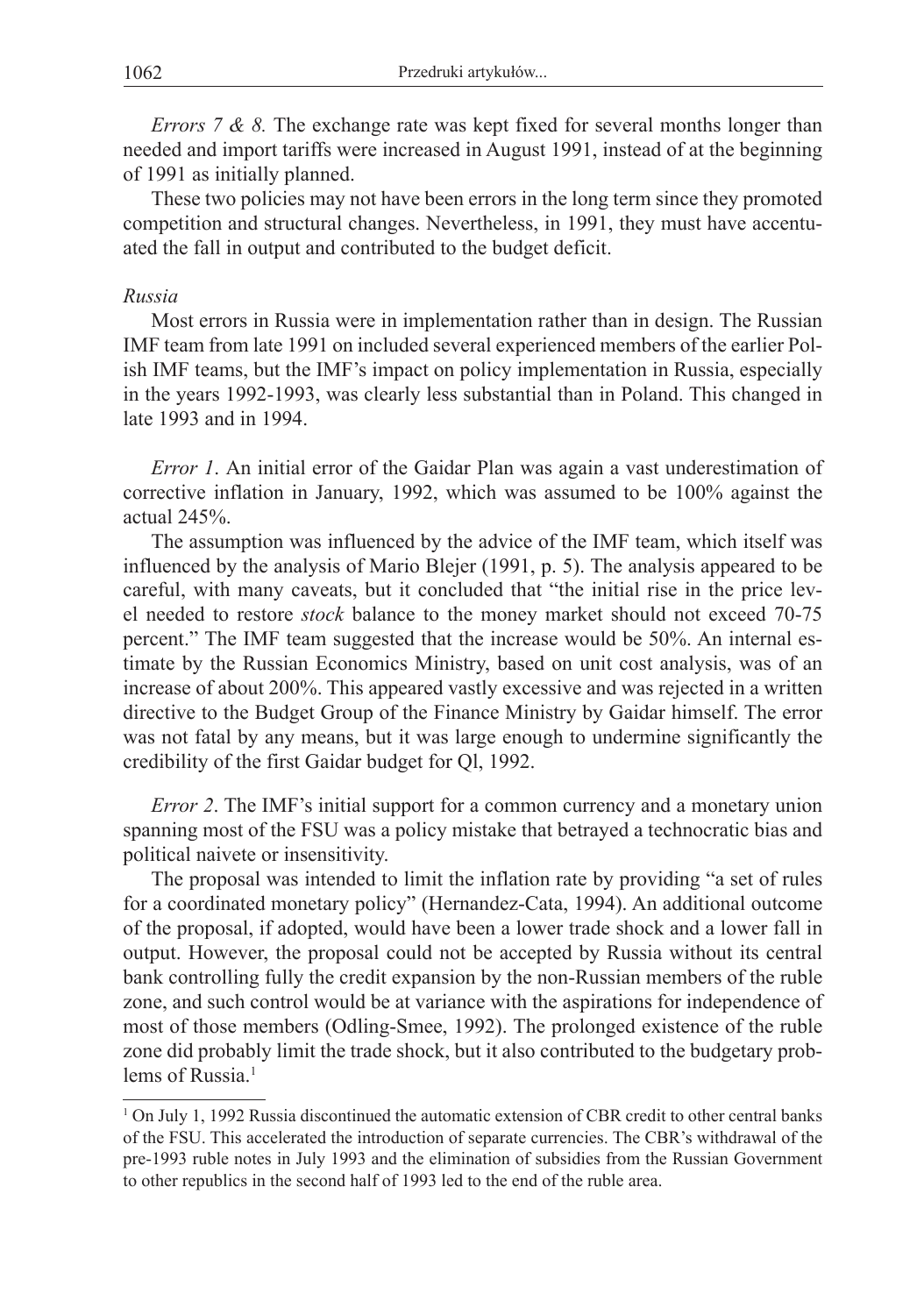*Errors 7 & 8.* The exchange rate was kept fixed for several months longer than needed and import tariffs were increased in August 1991, instead of at the beginning of 1991 as initially planned.

These two policies may not have been errors in the long term since they promoted competition and structural changes. Nevertheless, in 1991, they must have accentuated the fall in output and contributed to the budget deficit.

*Russia*

Most errors in Russia were in implementation rather than in design. The Russian IMF team from late 1991 on included several experienced members of the earlier Polish IMF teams, but the IMF's impact on policy implementation in Russia, especially in the years 1992-1993, was clearly less substantial than in Poland. This changed in late 1993 and in 1994.

*Error 1*. An initial error of the Gaidar Plan was again a vast underestimation of corrective inflation in January, 1992, which was assumed to be 100% against the actual 245%.

The assumption was influenced by the advice of the IMF team, which itself was influenced by the analysis of Mario Blejer (1991, p. 5). The analysis appeared to be careful, with many caveats, but it concluded that "the initial rise in the price level needed to restore *stock* balance to the money market should not exceed 70-75 percent." The IMF team suggested that the increase would be 50%. An internal estimate by the Russian Economics Ministry, based on unit cost analysis, was of an increase of about 200%. This appeared vastly excessive and was rejected in a written directive to the Budget Group of the Finance Ministry by Gaidar himself. The error was not fatal by any means, but it was large enough to undermine significantly the credibility of the first Gaidar budget for Ql, 1992.

*Error 2*. The IMF's initial support for a common currency and a monetary union spanning most of the FSU was a policy mistake that betrayed a technocratic bias and political naivete or insensitivity.

The proposal was intended to limit the inflation rate by providing "a set of rules for a coordinated monetary policy" (Hernandez-Cata, 1994). An additional outcome of the proposal, if adopted, would have been a lower trade shock and a lower fall in output. However, the proposal could not be accepted by Russia without its central bank controlling fully the credit expansion by the non-Russian members of the ruble zone, and such control would be at variance with the aspirations for independence of most of those members (Odling-Smee, 1992). The prolonged existence of the ruble zone did probably limit the trade shock, but it also contributed to the budgetary problems of Russia.[1]

[1] On July 1, 1992 Russia discontinued the automatic extension of CBR credit to other central banks of the FSU. This accelerated the introduction of separate currencies. The CBR's withdrawal of the pre-1993 ruble notes in July 1993 and the elimination of subsidies from the Russian Government to other republics in the second half of 1993 led to the end of the ruble area.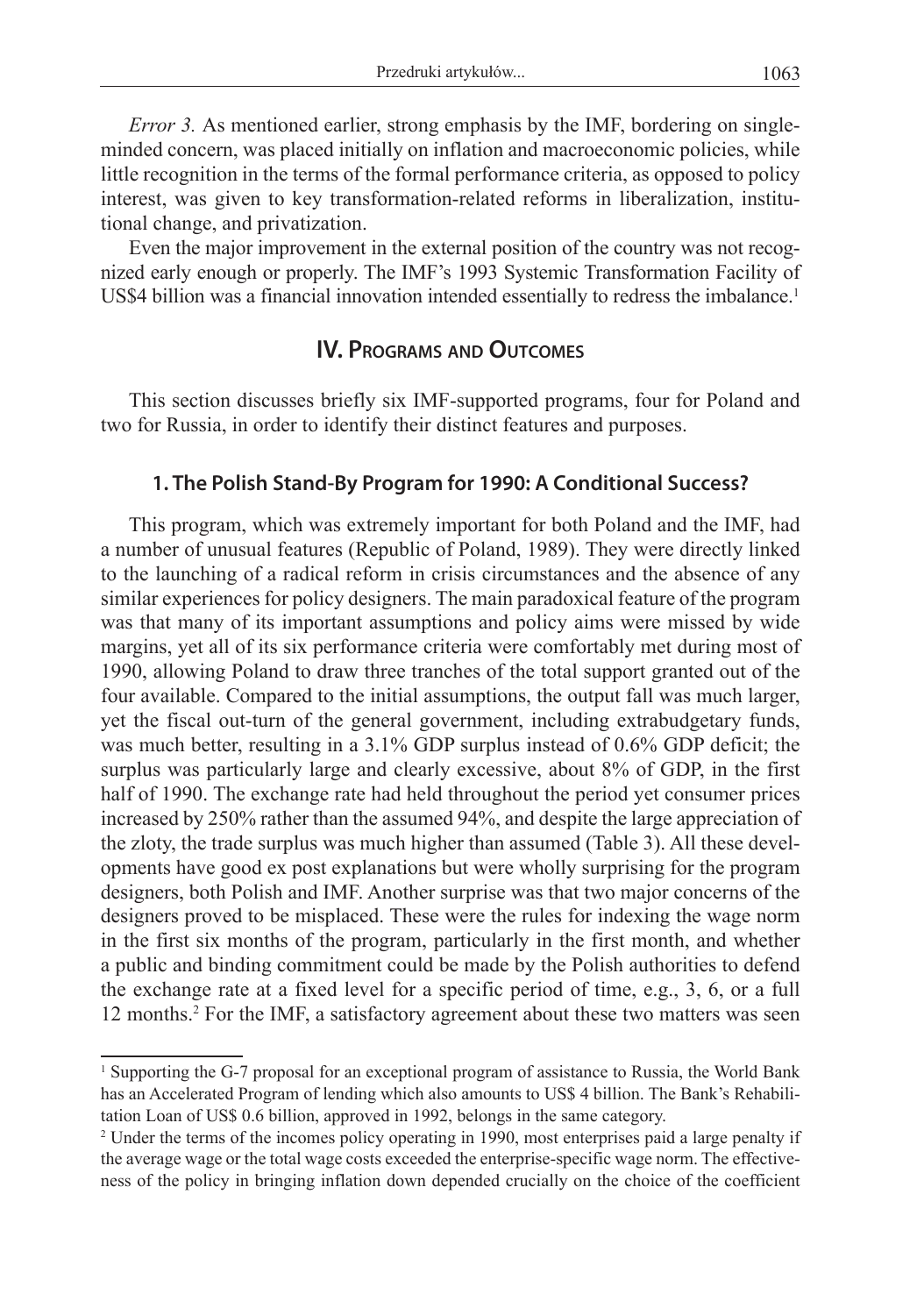*Error 3.* As mentioned earlier, strong emphasis by the IMF, bordering on single-minded concern, was placed initially on inflation and macroeconomic policies, while little recognition in the terms of the formal performance criteria, as opposed to policy interest, was given to key transformation-related reforms in liberalization, institutional change, and privatization.

Even the major improvement in the external position of the country was not recognized early enough or properly. The IMF's 1993 Systemic Transformation Facility of US$4 billion was a financial innovation intended essentially to redress the imbalance.[1]

## IV. Programs and Outcomes

This section discusses briefly six IMF-supported programs, four for Poland and two for Russia, in order to identify their distinct features and purposes.

### 1. The Polish Stand-By Program for 1990: A Conditional Success?

This program, which was extremely important for both Poland and the IMF, had a number of unusual features (Republic of Poland, 1989). They were directly linked to the launching of a radical reform in crisis circumstances and the absence of any similar experiences for policy designers. The main paradoxical feature of the program was that many of its important assumptions and policy aims were missed by wide margins, yet all of its six performance criteria were comfortably met during most of 1990, allowing Poland to draw three tranches of the total support granted out of the four available. Compared to the initial assumptions, the output fall was much larger, yet the fiscal out-turn of the general government, including extrabudgetary funds, was much better, resulting in a 3.1% GDP surplus instead of 0.6% GDP deficit; the surplus was particularly large and clearly excessive, about 8% of GDP, in the first half of 1990. The exchange rate had held throughout the period yet consumer prices increased by 250% rather than the assumed 94%, and despite the large appreciation of the zloty, the trade surplus was much higher than assumed (Table 3). All these developments have good ex post explanations but were wholly surprising for the program designers, both Polish and IMF. Another surprise was that two major concerns of the designers proved to be misplaced. These were the rules for indexing the wage norm in the first six months of the program, particularly in the first month, and whether a public and binding commitment could be made by the Polish authorities to defend the exchange rate at a fixed level for a specific period of time, e.g., 3, 6, or a full 12 months.[2] For the IMF, a satisfactory agreement about these two matters was seen

---

[1] Supporting the G-7 proposal for an exceptional program of assistance to Russia, the World Bank has an Accelerated Program of lending which also amounts to US$ 4 billion. The Bank's Rehabilitation Loan of US$ 0.6 billion, approved in 1992, belongs in the same category.

[2] Under the terms of the incomes policy operating in 1990, most enterprises paid a large penalty if the average wage or the total wage costs exceeded the enterprise-specific wage norm. The effectiveness of the policy in bringing inflation down depended crucially on the choice of the coefficient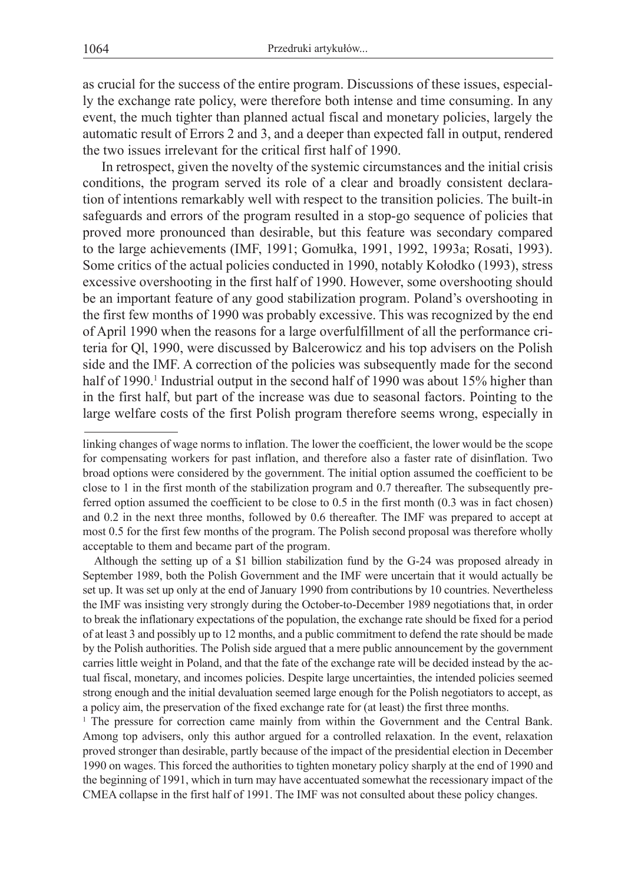as crucial for the success of the entire program. Discussions of these issues, especially the exchange rate policy, were therefore both intense and time consuming. In any event, the much tighter than planned actual fiscal and monetary policies, largely the automatic result of Errors 2 and 3, and a deeper than expected fall in output, rendered the two issues irrelevant for the critical first half of 1990.

In retrospect, given the novelty of the systemic circumstances and the initial crisis conditions, the program served its role of a clear and broadly consistent declaration of intentions remarkably well with respect to the transition policies. The built-in safeguards and errors of the program resulted in a stop-go sequence of policies that proved more pronounced than desirable, but this feature was secondary compared to the large achievements (IMF, 1991; Gomułka, 1991, 1992, 1993a; Rosati, 1993). Some critics of the actual policies conducted in 1990, notably Kołodko (1993), stress excessive overshooting in the first half of 1990. However, some overshooting should be an important feature of any good stabilization program. Poland's overshooting in the first few months of 1990 was probably excessive. This was recognized by the end of April 1990 when the reasons for a large overfulfillment of all the performance criteria for Ql, 1990, were discussed by Balcerowicz and his top advisers on the Polish side and the IMF. A correction of the policies was subsequently made for the second half of 1990.[1] Industrial output in the second half of 1990 was about 15% higher than in the first half, but part of the increase was due to seasonal factors. Pointing to the large welfare costs of the first Polish program therefore seems wrong, especially in

---

linking changes of wage norms to inflation. The lower the coefficient, the lower would be the scope for compensating workers for past inflation, and therefore also a faster rate of disinflation. Two broad options were considered by the government. The initial option assumed the coefficient to be close to 1 in the first month of the stabilization program and 0.7 thereafter. The subsequently preferred option assumed the coefficient to be close to 0.5 in the first month (0.3 was in fact chosen) and 0.2 in the next three months, followed by 0.6 thereafter. The IMF was prepared to accept at most 0.5 for the first few months of the program. The Polish second proposal was therefore wholly acceptable to them and became part of the program.

Although the setting up of a \$1 billion stabilization fund by the G-24 was proposed already in September 1989, both the Polish Government and the IMF were uncertain that it would actually be set up. It was set up only at the end of January 1990 from contributions by 10 countries. Nevertheless the IMF was insisting very strongly during the October-to-December 1989 negotiations that, in order to break the inflationary expectations of the population, the exchange rate should be fixed for a period of at least 3 and possibly up to 12 months, and a public commitment to defend the rate should be made by the Polish authorities. The Polish side argued that a mere public announcement by the government carries little weight in Poland, and that the fate of the exchange rate will be decided instead by the actual fiscal, monetary, and incomes policies. Despite large uncertainties, the intended policies seemed strong enough and the initial devaluation seemed large enough for the Polish negotiators to accept, as a policy aim, the preservation of the fixed exchange rate for (at least) the first three months.

[1] The pressure for correction came mainly from within the Government and the Central Bank. Among top advisers, only this author argued for a controlled relaxation. In the event, relaxation proved stronger than desirable, partly because of the impact of the presidential election in December 1990 on wages. This forced the authorities to tighten monetary policy sharply at the end of 1990 and the beginning of 1991, which in turn may have accentuated somewhat the recessionary impact of the CMEA collapse in the first half of 1991. The IMF was not consulted about these policy changes.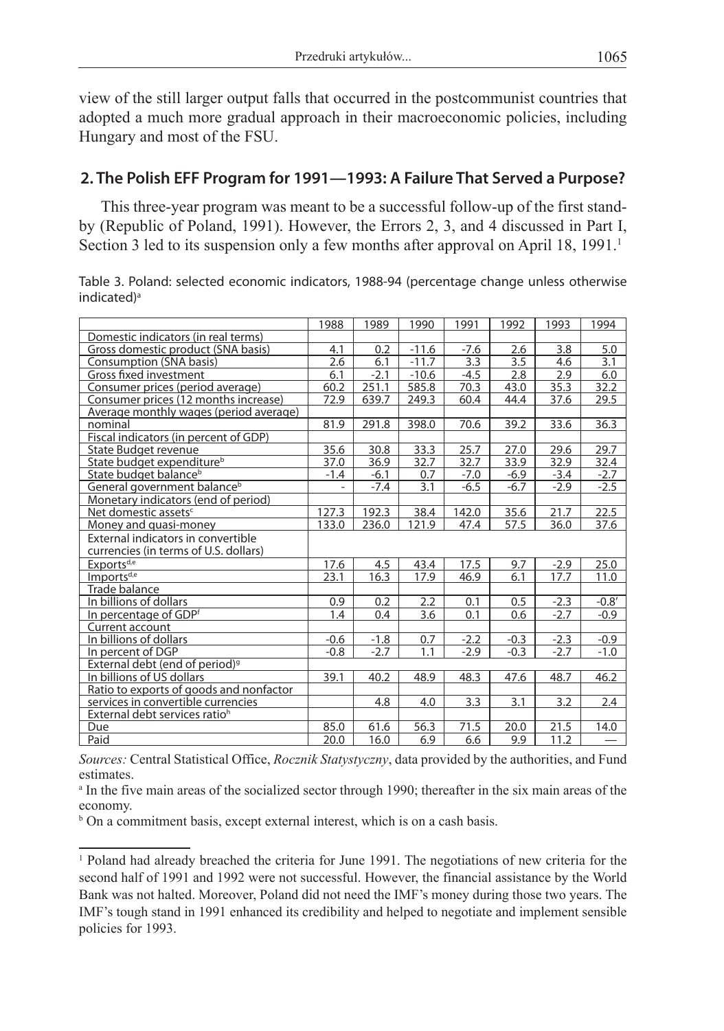view of the still larger output falls that occurred in the postcommunist countries that adopted a much more gradual approach in their macroeconomic policies, including Hungary and most of the FSU.

## 2. The Polish EFF Program for 1991—1993: A Failure That Served a Purpose?

This three-year program was meant to be a successful follow-up of the first stand-by (Republic of Poland, 1991). However, the Errors 2, 3, and 4 discussed in Part I, Section 3 led to its suspension only a few months after approval on April 18, 1991.[1]

Table 3. Poland: selected economic indicators, 1988-94 (percentage change unless otherwise indicated)[a]

| | 1988 | 1989 | 1990 | 1991 | 1992 | 1993 | 1994 |
|---|---|---|---|---|---|---|---|
| Domestic indicators (in real terms) | | | | | | | |
| Gross domestic product (SNA basis) | 4.1 | 0.2 | -11.6 | -7.6 | 2.6 | 3.8 | 5.0 |
| Consumption (SNA basis) | 2.6 | 6.1 | -11.7 | 3.3 | 3.5 | 4.6 | 3.1 |
| Gross fixed investment | 6.1 | -2.1 | -10.6 | -4.5 | 2.8 | 2.9 | 6.0 |
| Consumer prices (period average) | 60.2 | 251.1 | 585.8 | 70.3 | 43.0 | 35.3 | 32.2 |
| Consumer prices (12 months increase) | 72.9 | 639.7 | 249.3 | 60.4 | 44.4 | 37.6 | 29.5 |
| Average monthly wages (period average) | | | | | | | |
| nominal | 81.9 | 291.8 | 398.0 | 70.6 | 39.2 | 33.6 | 36.3 |
| Fiscal indicators (in percent of GDP) | | | | | | | |
| State Budget revenue | 35.6 | 30.8 | 33.3 | 25.7 | 27.0 | 29.6 | 29.7 |
| State budget expenditure[b] | 37.0 | 36.9 | 32.7 | 32.7 | 33.9 | 32.9 | 32.4 |
| State budget balance[b] | -1.4 | -6.1 | 0.7 | -7.0 | -6.9 | -3.4 | -2.7 |
| General government balance[b] | - | -7.4 | 3.1 | -6.5 | -6.7 | -2.9 | -2.5 |
| Monetary indicators (end of period) | | | | | | | |
| Net domestic assets[c] | 127.3 | 192.3 | 38.4 | 142.0 | 35.6 | 21.7 | 22.5 |
| Money and quasi-money | 133.0 | 236.0 | 121.9 | 47.4 | 57.5 | 36.0 | 37.6 |
| External indicators in convertible currencies (in terms of U.S. dollars) | | | | | | | |
| Exports[d,e] | 17.6 | 4.5 | 43.4 | 17.5 | 9.7 | -2.9 | 25.0 |
| Imports[d,e] | 23.1 | 16.3 | 17.9 | 46.9 | 6.1 | 17.7 | 11.0 |
| Trade balance | | | | | | | |
| In billions of dollars | 0.9 | 0.2 | 2.2 | 0.1 | 0.5 | -2.3 | -0.8[f] |
| In percentage of GDP[f] | 1.4 | 0.4 | 3.6 | 0.1 | 0.6 | -2.7 | -0.9 |
| Current account | | | | | | | |
| In billions of dollars | -0.6 | -1.8 | 0.7 | -2.2 | -0.3 | -2.3 | -0.9 |
| In percent of DGP | -0.8 | -2.7 | 1.1 | -2.9 | -0.3 | -2.7 | -1.0 |
| External debt (end of period)[g] | | | | | | | |
| In billions of US dollars | 39.1 | 40.2 | 48.9 | 48.3 | 47.6 | 48.7 | 46.2 |
| Ratio to exports of goods and nonfactor services in convertible currencies | | 4.8 | 4.0 | 3.3 | 3.1 | 3.2 | 2.4 |
| External debt services ratio[h] | | | | | | | |
| Due | 85.0 | 61.6 | 56.3 | 71.5 | 20.0 | 21.5 | 14.0 |
| Paid | 20.0 | 16.0 | 6.9 | 6.6 | 9.9 | 11.2 | — |

*Sources:* Central Statistical Office, *Rocznik Statystyczny*, data provided by the authorities, and Fund estimates.

[a] In the five main areas of the socialized sector through 1990; thereafter in the six main areas of the economy.

[b] On a commitment basis, except external interest, which is on a cash basis.

[1] Poland had already breached the criteria for June 1991. The negotiations of new criteria for the second half of 1991 and 1992 were not successful. However, the financial assistance by the World Bank was not halted. Moreover, Poland did not need the IMF's money during those two years. The IMF's tough stand in 1991 enhanced its credibility and helped to negotiate and implement sensible policies for 1993.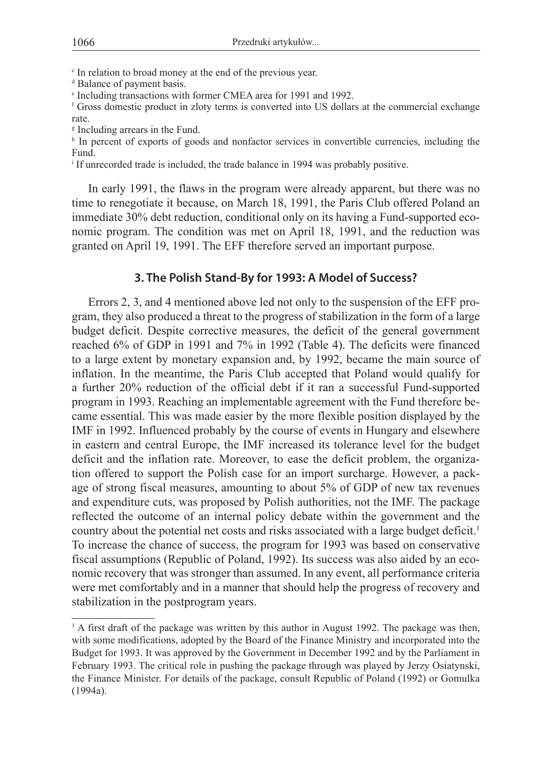[c] In relation to broad money at the end of the previous year.

[d] Balance of payment basis.

[e] Including transactions with former CMEA area for 1991 and 1992.

[f] Gross domestic product in zloty terms is converted into US dollars at the commercial exchange rate.

[g] Including arrears in the Fund.

[h] In percent of exports of goods and nonfactor services in convertible currencies, including the Fund.

[i] If unrecorded trade is included, the trade balance in 1994 was probably positive.

In early 1991, the flaws in the program were already apparent, but there was no time to renegotiate it because, on March 18, 1991, the Paris Club offered Poland an immediate 30% debt reduction, conditional only on its having a Fund-supported economic program. The condition was met on April 18, 1991, and the reduction was granted on April 19, 1991. The EFF therefore served an important purpose.

## 3. The Polish Stand-By for 1993: A Model of Success?

Errors 2, 3, and 4 mentioned above led not only to the suspension of the EFF program, they also produced a threat to the progress of stabilization in the form of a large budget deficit. Despite corrective measures, the deficit of the general government reached 6% of GDP in 1991 and 7% in 1992 (Table 4). The deficits were financed to a large extent by monetary expansion and, by 1992, became the main source of inflation. In the meantime, the Paris Club accepted that Poland would qualify for a further 20% reduction of the official debt if it ran a successful Fund-supported program in 1993. Reaching an implementable agreement with the Fund therefore became essential. This was made easier by the more flexible position displayed by the IMF in 1992. Influenced probably by the course of events in Hungary and elsewhere in eastern and central Europe, the IMF increased its tolerance level for the budget deficit and the inflation rate. Moreover, to ease the deficit problem, the organization offered to support the Polish case for an import surcharge. However, a package of strong fiscal measures, amounting to about 5% of GDP of new tax revenues and expenditure cuts, was proposed by Polish authorities, not the IMF. The package reflected the outcome of an internal policy debate within the government and the country about the potential net costs and risks associated with a large budget deficit.[1] To increase the chance of success, the program for 1993 was based on conservative fiscal assumptions (Republic of Poland, 1992). Its success was also aided by an economic recovery that was stronger than assumed. In any event, all performance criteria were met comfortably and in a manner that should help the progress of recovery and stabilization in the postprogram years.

[1] A first draft of the package was written by this author in August 1992. The package was then, with some modifications, adopted by the Board of the Finance Ministry and incorporated into the Budget for 1993. It was approved by the Government in December 1992 and by the Parliament in February 1993. The critical role in pushing the package through was played by Jerzy Osiatynski, the Finance Minister. For details of the package, consult Republic of Poland (1992) or Gomulka (1994a).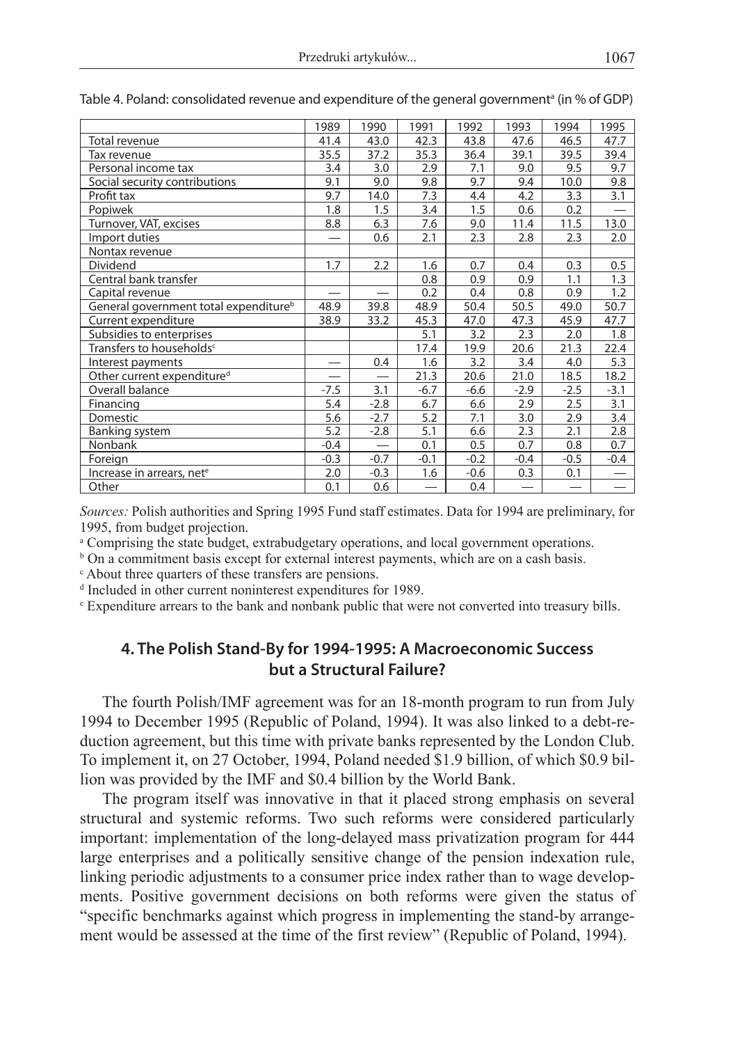Table 4. Poland: consolidated revenue and expenditure of the general government[a] (in % of GDP)

| | 1989 | 1990 | 1991 | 1992 | 1993 | 1994 | 1995 |
|---|---|---|---|---|---|---|---|
| Total revenue | 41.4 | 43.0 | 42.3 | 43.8 | 47.6 | 46.5 | 47.7 |
| Tax revenue | 35.5 | 37.2 | 35.3 | 36.4 | 39.1 | 39.5 | 39.4 |
| Personal income tax | 3.4 | 3.0 | 2.9 | 7.1 | 9.0 | 9.5 | 9.7 |
| Social security contributions | 9.1 | 9.0 | 9.8 | 9.7 | 9.4 | 10.0 | 9.8 |
| Profit tax | 9.7 | 14.0 | 7.3 | 4.4 | 4.2 | 3.3 | 3.1 |
| Popiwek | 1.8 | 1.5 | 3.4 | 1.5 | 0.6 | 0.2 | — |
| Turnover, VAT, excises | 8.8 | 6.3 | 7.6 | 9.0 | 11.4 | 11.5 | 13.0 |
| Import duties | — | 0.6 | 2.1 | 2.3 | 2.8 | 2.3 | 2.0 |
| Nontax revenue | | | | | | | |
| Dividend | 1.7 | 2.2 | 1.6 | 0.7 | 0.4 | 0.3 | 0.5 |
| Central bank transfer | | | 0.8 | 0.9 | 0.9 | 1.1 | 1.3 |
| Capital revenue | — | — | 0.2 | 0.4 | 0.8 | 0.9 | 1.2 |
| General government total expenditure[b] | 48.9 | 39.8 | 48.9 | 50.4 | 50.5 | 49.0 | 50.7 |
| Current expenditure | 38.9 | 33.2 | 45.3 | 47.0 | 47.3 | 45.9 | 47.7 |
| Subsidies to enterprises | | | 5.1 | 3.2 | 2.3 | 2.0 | 1.8 |
| Transfers to households[c] | | | 17.4 | 19.9 | 20.6 | 21.3 | 22.4 |
| Interest payments | — | 0.4 | 1.6 | 3.2 | 3.4 | 4.0 | 5.3 |
| Other current expenditure[d] | — | — | 21.3 | 20.6 | 21.0 | 18.5 | 18.2 |
| Overall balance | -7.5 | 3.1 | -6.7 | -6.6 | -2.9 | -2.5 | -3.1 |
| Financing | 5.4 | -2.8 | 6.7 | 6.6 | 2.9 | 2.5 | 3.1 |
| Domestic | 5.6 | -2.7 | 5.2 | 7.1 | 3.0 | 2.9 | 3.4 |
| Banking system | 5.2 | -2.8 | 5.1 | 6.6 | 2.3 | 2.1 | 2.8 |
| Nonbank | -0.4 | — | 0.1 | 0.5 | 0.7 | 0.8 | 0.7 |
| Foreign | -0.3 | -0.7 | -0.1 | -0.2 | -0.4 | -0.5 | -0.4 |
| Increase in arrears, net[e] | 2.0 | -0.3 | 1.6 | -0.6 | 0.3 | 0.1 | — |
| Other | 0.1 | 0.6 | — | 0.4 | — | — | — |

*Sources:* Polish authorities and Spring 1995 Fund staff estimates. Data for 1994 are preliminary, for 1995, from budget projection.

[a] Comprising the state budget, extrabudgetary operations, and local government operations.

[b] On a commitment basis except for external interest payments, which are on a cash basis.

[c] About three quarters of these transfers are pensions.

[d] Included in other current noninterest expenditures for 1989.

[e] Expenditure arrears to the bank and nonbank public that were not converted into treasury bills.

## 4. The Polish Stand-By for 1994-1995: A Macroeconomic Success but a Structural Failure?

The fourth Polish/IMF agreement was for an 18-month program to run from July 1994 to December 1995 (Republic of Poland, 1994). It was also linked to a debt-reduction agreement, but this time with private banks represented by the London Club. To implement it, on 27 October, 1994, Poland needed $1.9 billion, of which $0.9 billion was provided by the IMF and $0.4 billion by the World Bank.

The program itself was innovative in that it placed strong emphasis on several structural and systemic reforms. Two such reforms were considered particularly important: implementation of the long-delayed mass privatization program for 444 large enterprises and a politically sensitive change of the pension indexation rule, linking periodic adjustments to a consumer price index rather than to wage developments. Positive government decisions on both reforms were given the status of "specific benchmarks against which progress in implementing the stand-by arrangement would be assessed at the time of the first review" (Republic of Poland, 1994).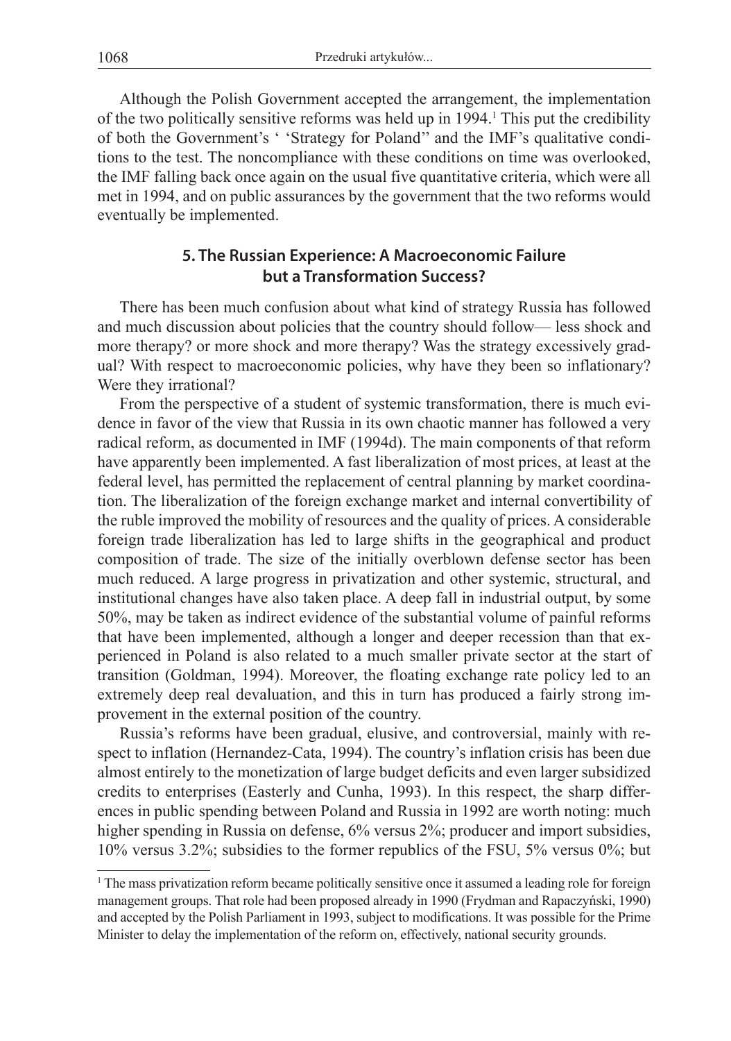Although the Polish Government accepted the arrangement, the implementation of the two politically sensitive reforms was held up in 1994.[1] This put the credibility of both the Government's ' 'Strategy for Poland'' and the IMF's qualitative conditions to the test. The noncompliance with these conditions on time was overlooked, the IMF falling back once again on the usual five quantitative criteria, which were all met in 1994, and on public assurances by the government that the two reforms would eventually be implemented.

## 5. The Russian Experience: A Macroeconomic Failure but a Transformation Success?

There has been much confusion about what kind of strategy Russia has followed and much discussion about policies that the country should follow— less shock and more therapy? or more shock and more therapy? Was the strategy excessively gradual? With respect to macroeconomic policies, why have they been so inflationary? Were they irrational?

From the perspective of a student of systemic transformation, there is much evidence in favor of the view that Russia in its own chaotic manner has followed a very radical reform, as documented in IMF (1994d). The main components of that reform have apparently been implemented. A fast liberalization of most prices, at least at the federal level, has permitted the replacement of central planning by market coordination. The liberalization of the foreign exchange market and internal convertibility of the ruble improved the mobility of resources and the quality of prices. A considerable foreign trade liberalization has led to large shifts in the geographical and product composition of trade. The size of the initially overblown defense sector has been much reduced. A large progress in privatization and other systemic, structural, and institutional changes have also taken place. A deep fall in industrial output, by some 50%, may be taken as indirect evidence of the substantial volume of painful reforms that have been implemented, although a longer and deeper recession than that experienced in Poland is also related to a much smaller private sector at the start of transition (Goldman, 1994). Moreover, the floating exchange rate policy led to an extremely deep real devaluation, and this in turn has produced a fairly strong improvement in the external position of the country.

Russia's reforms have been gradual, elusive, and controversial, mainly with respect to inflation (Hernandez-Cata, 1994). The country's inflation crisis has been due almost entirely to the monetization of large budget deficits and even larger subsidized credits to enterprises (Easterly and Cunha, 1993). In this respect, the sharp differences in public spending between Poland and Russia in 1992 are worth noting: much higher spending in Russia on defense, 6% versus 2%; producer and import subsidies, 10% versus 3.2%; subsidies to the former republics of the FSU, 5% versus 0%; but

---

[1] The mass privatization reform became politically sensitive once it assumed a leading role for foreign management groups. That role had been proposed already in 1990 (Frydman and Rapaczyński, 1990) and accepted by the Polish Parliament in 1993, subject to modifications. It was possible for the Prime Minister to delay the implementation of the reform on, effectively, national security grounds.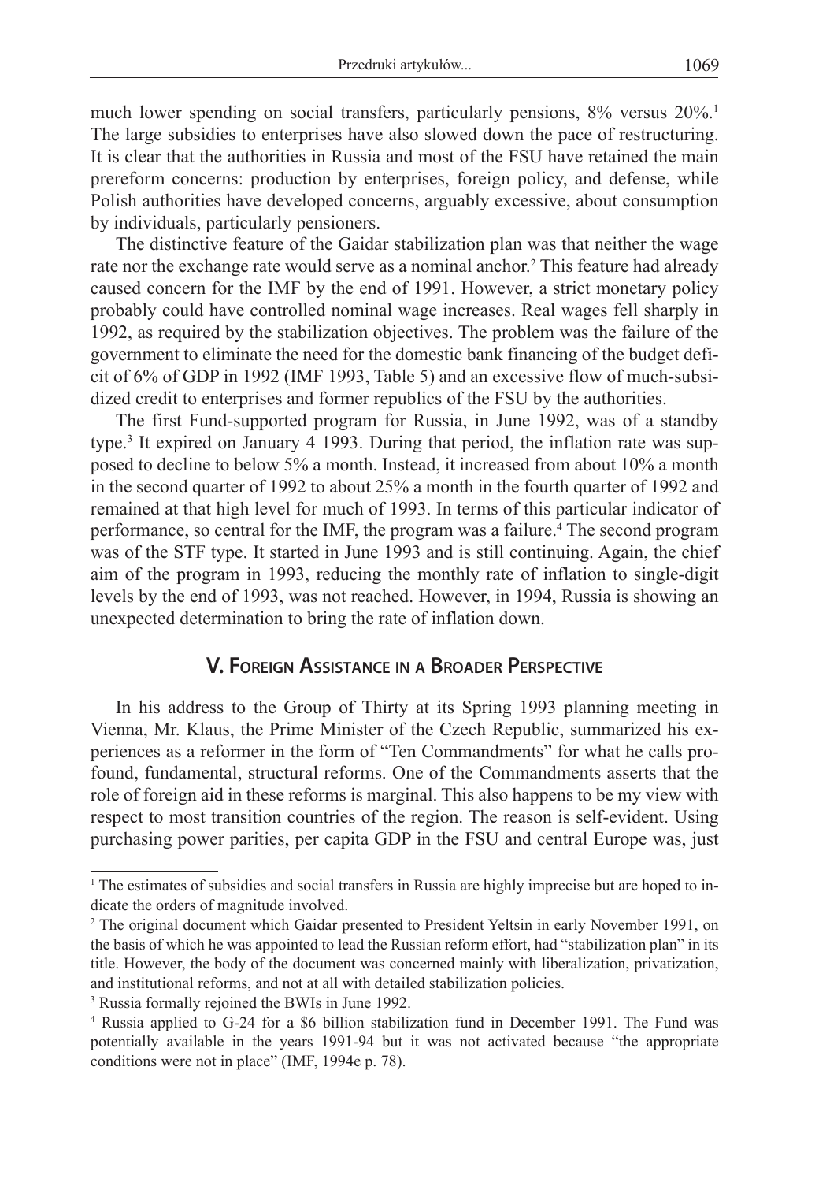much lower spending on social transfers, particularly pensions, 8% versus 20%.[1] The large subsidies to enterprises have also slowed down the pace of restructuring. It is clear that the authorities in Russia and most of the FSU have retained the main prereform concerns: production by enterprises, foreign policy, and defense, while Polish authorities have developed concerns, arguably excessive, about consumption by individuals, particularly pensioners.

The distinctive feature of the Gaidar stabilization plan was that neither the wage rate nor the exchange rate would serve as a nominal anchor.[2] This feature had already caused concern for the IMF by the end of 1991. However, a strict monetary policy probably could have controlled nominal wage increases. Real wages fell sharply in 1992, as required by the stabilization objectives. The problem was the failure of the government to eliminate the need for the domestic bank financing of the budget deficit of 6% of GDP in 1992 (IMF 1993, Table 5) and an excessive flow of much-subsidized credit to enterprises and former republics of the FSU by the authorities.

The first Fund-supported program for Russia, in June 1992, was of a standby type.[3] It expired on January 4 1993. During that period, the inflation rate was supposed to decline to below 5% a month. Instead, it increased from about 10% a month in the second quarter of 1992 to about 25% a month in the fourth quarter of 1992 and remained at that high level for much of 1993. In terms of this particular indicator of performance, so central for the IMF, the program was a failure.[4] The second program was of the STF type. It started in June 1993 and is still continuing. Again, the chief aim of the program in 1993, reducing the monthly rate of inflation to single-digit levels by the end of 1993, was not reached. However, in 1994, Russia is showing an unexpected determination to bring the rate of inflation down.

## V. Foreign Assistance in a Broader Perspective

In his address to the Group of Thirty at its Spring 1993 planning meeting in Vienna, Mr. Klaus, the Prime Minister of the Czech Republic, summarized his experiences as a reformer in the form of "Ten Commandments" for what he calls profound, fundamental, structural reforms. One of the Commandments asserts that the role of foreign aid in these reforms is marginal. This also happens to be my view with respect to most transition countries of the region. The reason is self-evident. Using purchasing power parities, per capita GDP in the FSU and central Europe was, just

---

[1] The estimates of subsidies and social transfers in Russia are highly imprecise but are hoped to indicate the orders of magnitude involved.

[2] The original document which Gaidar presented to President Yeltsin in early November 1991, on the basis of which he was appointed to lead the Russian reform effort, had "stabilization plan" in its title. However, the body of the document was concerned mainly with liberalization, privatization, and institutional reforms, and not at all with detailed stabilization policies.

[3] Russia formally rejoined the BWIs in June 1992.

[4] Russia applied to G-24 for a \$6 billion stabilization fund in December 1991. The Fund was potentially available in the years 1991-94 but it was not activated because "the appropriate conditions were not in place" (IMF, 1994e p. 78).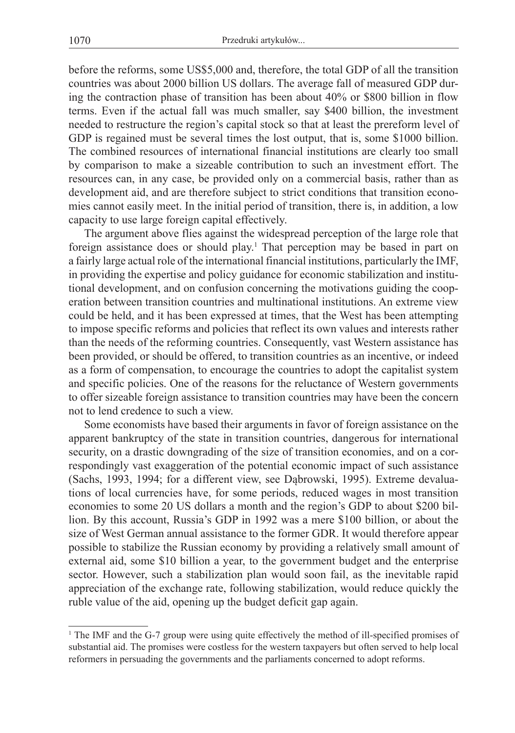before the reforms, some US$5,000 and, therefore, the total GDP of all the transition countries was about 2000 billion US dollars. The average fall of measured GDP during the contraction phase of transition has been about 40% or $800 billion in flow terms. Even if the actual fall was much smaller, say $400 billion, the investment needed to restructure the region's capital stock so that at least the prereform level of GDP is regained must be several times the lost output, that is, some $1000 billion. The combined resources of international financial institutions are clearly too small by comparison to make a sizeable contribution to such an investment effort. The resources can, in any case, be provided only on a commercial basis, rather than as development aid, and are therefore subject to strict conditions that transition economies cannot easily meet. In the initial period of transition, there is, in addition, a low capacity to use large foreign capital effectively.

The argument above flies against the widespread perception of the large role that foreign assistance does or should play.[1] That perception may be based in part on a fairly large actual role of the international financial institutions, particularly the IMF, in providing the expertise and policy guidance for economic stabilization and institutional development, and on confusion concerning the motivations guiding the cooperation between transition countries and multinational institutions. An extreme view could be held, and it has been expressed at times, that the West has been attempting to impose specific reforms and policies that reflect its own values and interests rather than the needs of the reforming countries. Consequently, vast Western assistance has been provided, or should be offered, to transition countries as an incentive, or indeed as a form of compensation, to encourage the countries to adopt the capitalist system and specific policies. One of the reasons for the reluctance of Western governments to offer sizeable foreign assistance to transition countries may have been the concern not to lend credence to such a view.

Some economists have based their arguments in favor of foreign assistance on the apparent bankruptcy of the state in transition countries, dangerous for international security, on a drastic downgrading of the size of transition economies, and on a correspondingly vast exaggeration of the potential economic impact of such assistance (Sachs, 1993, 1994; for a different view, see Dąbrowski, 1995). Extreme devaluations of local currencies have, for some periods, reduced wages in most transition economies to some 20 US dollars a month and the region's GDP to about $200 billion. By this account, Russia's GDP in 1992 was a mere $100 billion, or about the size of West German annual assistance to the former GDR. It would therefore appear possible to stabilize the Russian economy by providing a relatively small amount of external aid, some $10 billion a year, to the government budget and the enterprise sector. However, such a stabilization plan would soon fail, as the inevitable rapid appreciation of the exchange rate, following stabilization, would reduce quickly the ruble value of the aid, opening up the budget deficit gap again.

[1] The IMF and the G-7 group were using quite effectively the method of ill-specified promises of substantial aid. The promises were costless for the western taxpayers but often served to help local reformers in persuading the governments and the parliaments concerned to adopt reforms.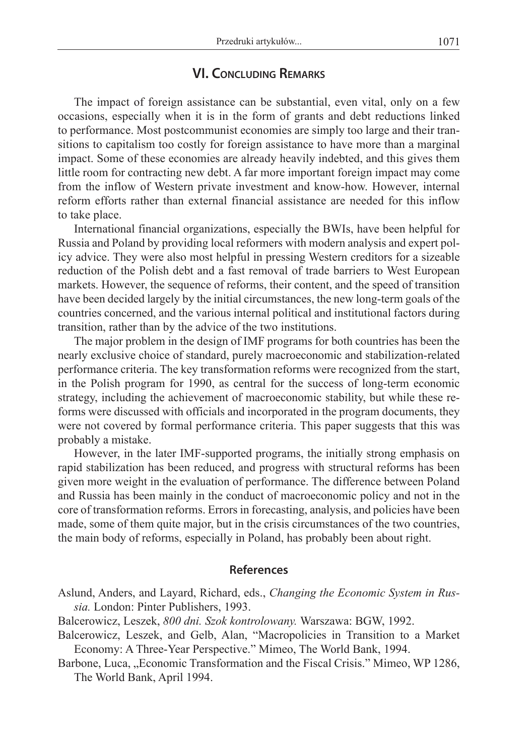## VI. Concluding Remarks

The impact of foreign assistance can be substantial, even vital, only on a few occasions, especially when it is in the form of grants and debt reductions linked to performance. Most postcommunist economies are simply too large and their transitions to capitalism too costly for foreign assistance to have more than a marginal impact. Some of these economies are already heavily indebted, and this gives them little room for contracting new debt. A far more important foreign impact may come from the inflow of Western private investment and know-how. However, internal reform efforts rather than external financial assistance are needed for this inflow to take place.

International financial organizations, especially the BWIs, have been helpful for Russia and Poland by providing local reformers with modern analysis and expert policy advice. They were also most helpful in pressing Western creditors for a sizeable reduction of the Polish debt and a fast removal of trade barriers to West European markets. However, the sequence of reforms, their content, and the speed of transition have been decided largely by the initial circumstances, the new long-term goals of the countries concerned, and the various internal political and institutional factors during transition, rather than by the advice of the two institutions.

The major problem in the design of IMF programs for both countries has been the nearly exclusive choice of standard, purely macroeconomic and stabilization-related performance criteria. The key transformation reforms were recognized from the start, in the Polish program for 1990, as central for the success of long-term economic strategy, including the achievement of macroeconomic stability, but while these reforms were discussed with officials and incorporated in the program documents, they were not covered by formal performance criteria. This paper suggests that this was probably a mistake.

However, in the later IMF-supported programs, the initially strong emphasis on rapid stabilization has been reduced, and progress with structural reforms has been given more weight in the evaluation of performance. The difference between Poland and Russia has been mainly in the conduct of macroeconomic policy and not in the core of transformation reforms. Errors in forecasting, analysis, and policies have been made, some of them quite major, but in the crisis circumstances of the two countries, the main body of reforms, especially in Poland, has probably been about right.

## References

Aslund, Anders, and Layard, Richard, eds., *Changing the Economic System in Russia.* London: Pinter Publishers, 1993.

Balcerowicz, Leszek, *800 dni. Szok kontrolowany.* Warszawa: BGW, 1992.

Balcerowicz, Leszek, and Gelb, Alan, "Macropolicies in Transition to a Market Economy: A Three-Year Perspective." Mimeo, The World Bank, 1994.

Barbone, Luca, „Economic Transformation and the Fiscal Crisis." Mimeo, WP 1286, The World Bank, April 1994.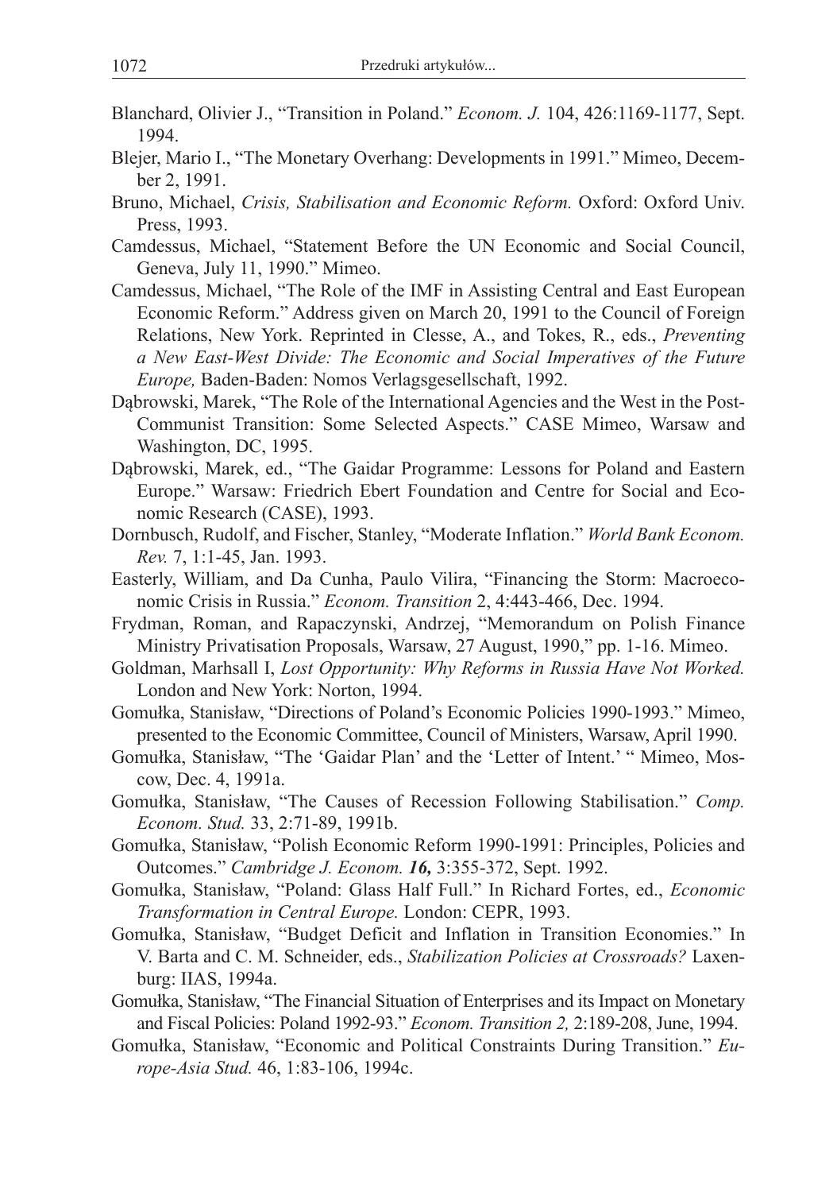Blanchard, Olivier J., "Transition in Poland." *Econom. J.* 104, 426:1169-1177, Sept. 1994.

Blejer, Mario I., "The Monetary Overhang: Developments in 1991." Mimeo, December 2, 1991.

Bruno, Michael, *Crisis, Stabilisation and Economic Reform.* Oxford: Oxford Univ. Press, 1993.

Camdessus, Michael, "Statement Before the UN Economic and Social Council, Geneva, July 11, 1990." Mimeo.

Camdessus, Michael, "The Role of the IMF in Assisting Central and East European Economic Reform." Address given on March 20, 1991 to the Council of Foreign Relations, New York. Reprinted in Clesse, A., and Tokes, R., eds., *Preventing a New East-West Divide: The Economic and Social Imperatives of the Future Europe,* Baden-Baden: Nomos Verlagsgesellschaft, 1992.

Dąbrowski, Marek, "The Role of the International Agencies and the West in the Post-Communist Transition: Some Selected Aspects." CASE Mimeo, Warsaw and Washington, DC, 1995.

Dąbrowski, Marek, ed., "The Gaidar Programme: Lessons for Poland and Eastern Europe." Warsaw: Friedrich Ebert Foundation and Centre for Social and Economic Research (CASE), 1993.

Dornbusch, Rudolf, and Fischer, Stanley, "Moderate Inflation." *World Bank Econom. Rev.* 7, 1:1-45, Jan. 1993.

Easterly, William, and Da Cunha, Paulo Vilira, "Financing the Storm: Macroeconomic Crisis in Russia." *Econom. Transition* 2, 4:443-466, Dec. 1994.

Frydman, Roman, and Rapaczynski, Andrzej, "Memorandum on Polish Finance Ministry Privatisation Proposals, Warsaw, 27 August, 1990," pp. 1-16. Mimeo.

Goldman, Marhsall I, *Lost Opportunity: Why Reforms in Russia Have Not Worked.* London and New York: Norton, 1994.

Gomułka, Stanisław, "Directions of Poland's Economic Policies 1990-1993." Mimeo, presented to the Economic Committee, Council of Ministers, Warsaw, April 1990.

Gomułka, Stanisław, "The 'Gaidar Plan' and the 'Letter of Intent.' " Mimeo, Moscow, Dec. 4, 1991a.

Gomułka, Stanisław, "The Causes of Recession Following Stabilisation." *Comp. Econom. Stud.* 33, 2:71-89, 1991b.

Gomułka, Stanisław, "Polish Economic Reform 1990-1991: Principles, Policies and Outcomes." *Cambridge J. Econom.* ***16,*** 3:355-372, Sept. 1992.

Gomułka, Stanisław, "Poland: Glass Half Full." In Richard Fortes, ed., *Economic Transformation in Central Europe.* London: CEPR, 1993.

Gomułka, Stanisław, "Budget Deficit and Inflation in Transition Economies." In V. Barta and C. M. Schneider, eds., *Stabilization Policies at Crossroads?* Laxenburg: IIAS, 1994a.

Gomułka, Stanisław, "The Financial Situation of Enterprises and its Impact on Monetary and Fiscal Policies: Poland 1992-93." *Econom. Transition 2,* 2:189-208, June, 1994.

Gomułka, Stanisław, "Economic and Political Constraints During Transition." *Europe-Asia Stud.* 46, 1:83-106, 1994c.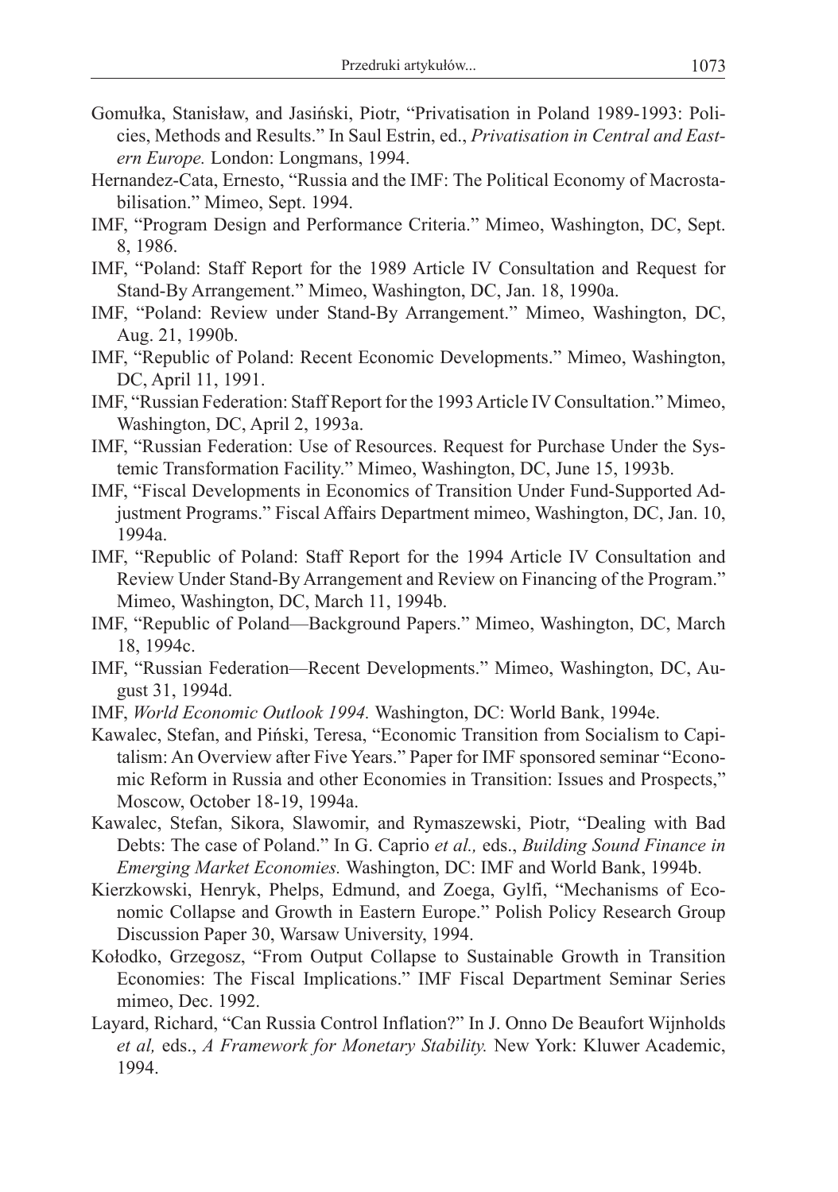Gomułka, Stanisław, and Jasiński, Piotr, "Privatisation in Poland 1989-1993: Policies, Methods and Results." In Saul Estrin, ed., *Privatisation in Central and Eastern Europe.* London: Longmans, 1994.

Hernandez-Cata, Ernesto, "Russia and the IMF: The Political Economy of Macrostabilisation." Mimeo, Sept. 1994.

IMF, "Program Design and Performance Criteria." Mimeo, Washington, DC, Sept. 8, 1986.

IMF, "Poland: Staff Report for the 1989 Article IV Consultation and Request for Stand-By Arrangement." Mimeo, Washington, DC, Jan. 18, 1990a.

IMF, "Poland: Review under Stand-By Arrangement." Mimeo, Washington, DC, Aug. 21, 1990b.

IMF, "Republic of Poland: Recent Economic Developments." Mimeo, Washington, DC, April 11, 1991.

IMF, "Russian Federation: Staff Report for the 1993 Article IV Consultation." Mimeo, Washington, DC, April 2, 1993a.

IMF, "Russian Federation: Use of Resources. Request for Purchase Under the Systemic Transformation Facility." Mimeo, Washington, DC, June 15, 1993b.

IMF, "Fiscal Developments in Economics of Transition Under Fund-Supported Adjustment Programs." Fiscal Affairs Department mimeo, Washington, DC, Jan. 10, 1994a.

IMF, "Republic of Poland: Staff Report for the 1994 Article IV Consultation and Review Under Stand-By Arrangement and Review on Financing of the Program." Mimeo, Washington, DC, March 11, 1994b.

IMF, "Republic of Poland—Background Papers." Mimeo, Washington, DC, March 18, 1994c.

IMF, "Russian Federation—Recent Developments." Mimeo, Washington, DC, August 31, 1994d.

IMF, *World Economic Outlook 1994.* Washington, DC: World Bank, 1994e.

Kawalec, Stefan, and Piński, Teresa, "Economic Transition from Socialism to Capitalism: An Overview after Five Years." Paper for IMF sponsored seminar "Economic Reform in Russia and other Economies in Transition: Issues and Prospects," Moscow, October 18-19, 1994a.

Kawalec, Stefan, Sikora, Slawomir, and Rymaszewski, Piotr, "Dealing with Bad Debts: The case of Poland." In G. Caprio *et al.,* eds., *Building Sound Finance in Emerging Market Economies.* Washington, DC: IMF and World Bank, 1994b.

Kierzkowski, Henryk, Phelps, Edmund, and Zoega, Gylfi, "Mechanisms of Economic Collapse and Growth in Eastern Europe." Polish Policy Research Group Discussion Paper 30, Warsaw University, 1994.

Kołodko, Grzegosz, "From Output Collapse to Sustainable Growth in Transition Economies: The Fiscal Implications." IMF Fiscal Department Seminar Series mimeo, Dec. 1992.

Layard, Richard, "Can Russia Control Inflation?" In J. Onno De Beaufort Wijnholds *et al,* eds., *A Framework for Monetary Stability.* New York: Kluwer Academic, 1994.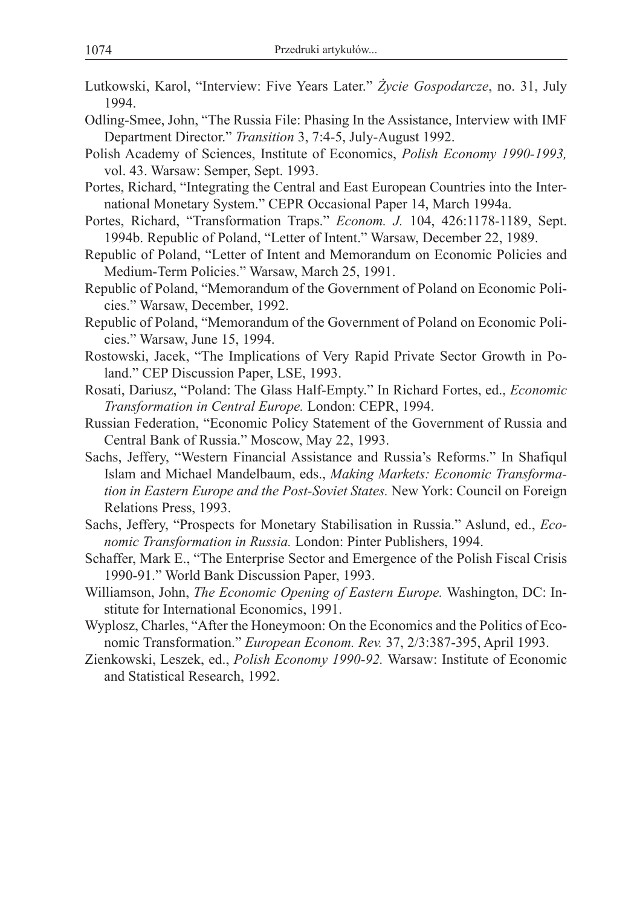Lutkowski, Karol, "Interview: Five Years Later." *Życie Gospodarcze*, no. 31, July 1994.

Odling-Smee, John, "The Russia File: Phasing In the Assistance, Interview with IMF Department Director." *Transition* 3, 7:4-5, July-August 1992.

Polish Academy of Sciences, Institute of Economics, *Polish Economy 1990-1993,* vol. 43. Warsaw: Semper, Sept. 1993.

Portes, Richard, "Integrating the Central and East European Countries into the International Monetary System." CEPR Occasional Paper 14, March 1994a.

Portes, Richard, "Transformation Traps." *Econom. J.* 104, 426:1178-1189, Sept. 1994b. Republic of Poland, "Letter of Intent." Warsaw, December 22, 1989.

Republic of Poland, "Letter of Intent and Memorandum on Economic Policies and Medium-Term Policies." Warsaw, March 25, 1991.

Republic of Poland, "Memorandum of the Government of Poland on Economic Policies." Warsaw, December, 1992.

Republic of Poland, "Memorandum of the Government of Poland on Economic Policies." Warsaw, June 15, 1994.

Rostowski, Jacek, "The Implications of Very Rapid Private Sector Growth in Poland." CEP Discussion Paper, LSE, 1993.

Rosati, Dariusz, "Poland: The Glass Half-Empty." In Richard Fortes, ed., *Economic Transformation in Central Europe.* London: CEPR, 1994.

Russian Federation, "Economic Policy Statement of the Government of Russia and Central Bank of Russia." Moscow, May 22, 1993.

Sachs, Jeffery, "Western Financial Assistance and Russia's Reforms." In Shafiqul Islam and Michael Mandelbaum, eds., *Making Markets: Economic Transformation in Eastern Europe and the Post-Soviet States.* New York: Council on Foreign Relations Press, 1993.

Sachs, Jeffery, "Prospects for Monetary Stabilisation in Russia." Aslund, ed., *Economic Transformation in Russia.* London: Pinter Publishers, 1994.

Schaffer, Mark E., "The Enterprise Sector and Emergence of the Polish Fiscal Crisis 1990-91." World Bank Discussion Paper, 1993.

Williamson, John, *The Economic Opening of Eastern Europe.* Washington, DC: Institute for International Economics, 1991.

Wyplosz, Charles, "After the Honeymoon: On the Economics and the Politics of Economic Transformation." *European Econom. Rev.* 37, 2/3:387-395, April 1993.

Zienkowski, Leszek, ed., *Polish Economy 1990-92.* Warsaw: Institute of Economic and Statistical Research, 1992.